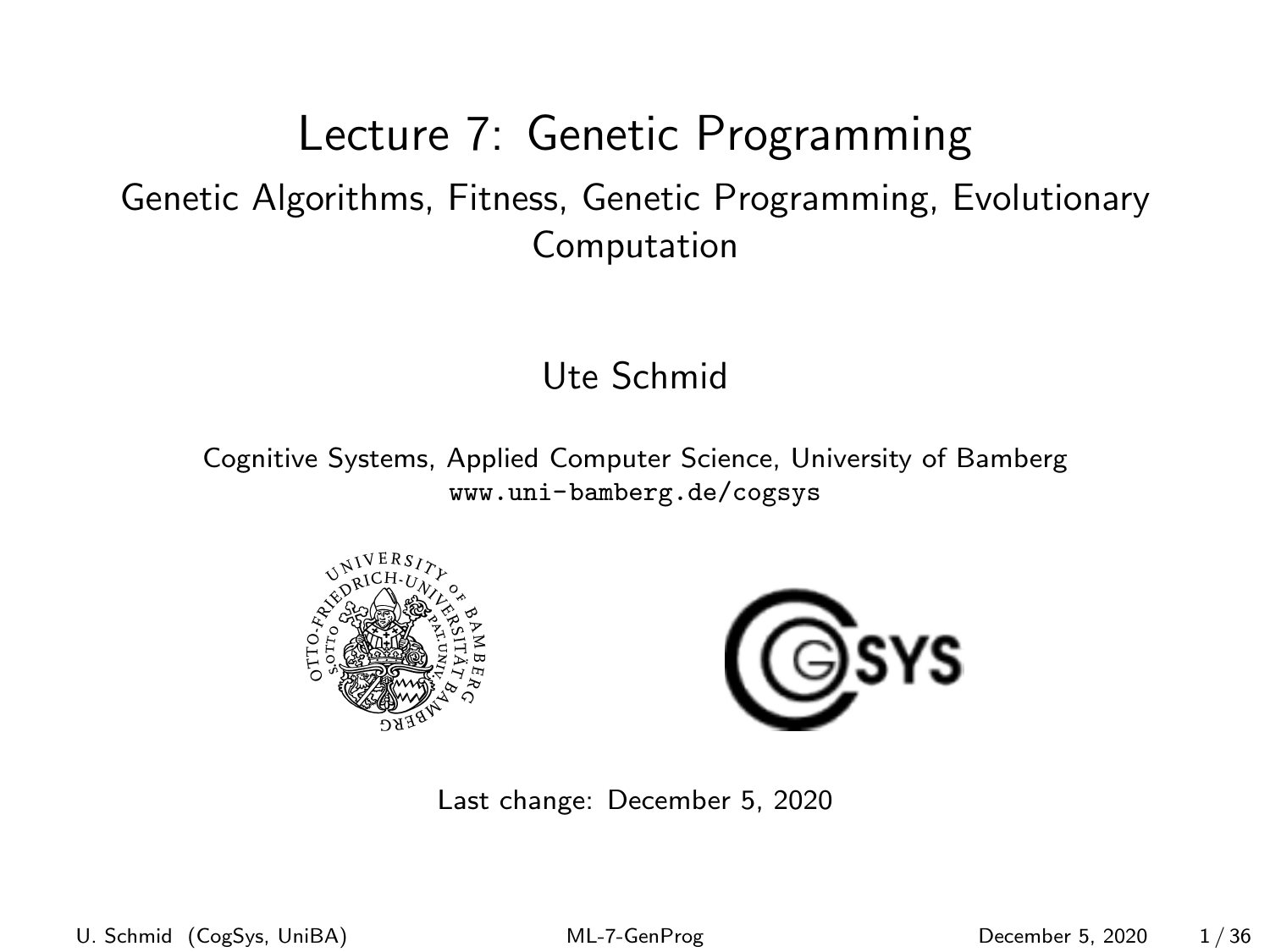# Lecture 7: Genetic Programming

## Genetic Algorithms, Fitness, Genetic Programming, Evolutionary Computation

Ute Schmid

Cognitive Systems, Applied Computer Science, University of Bamberg
www.uni-bamberg.de/cogsys

Last change: December 5, 2020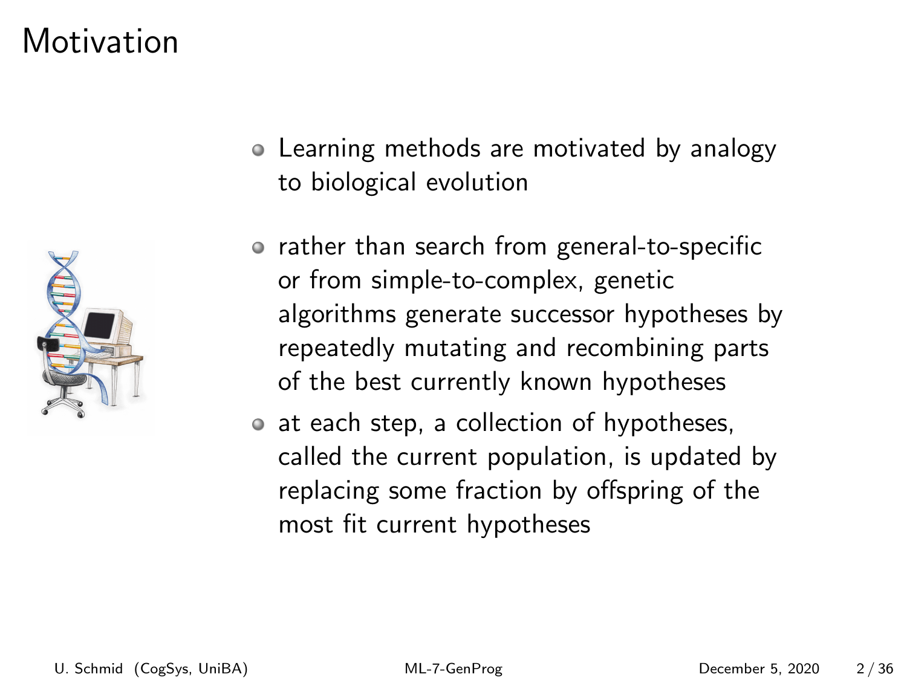# Motivation

- Learning methods are motivated by analogy to biological evolution
- rather than search from general-to-specific or from simple-to-complex, genetic algorithms generate successor hypotheses by repeatedly mutating and recombining parts of the best currently known hypotheses
- at each step, a collection of hypotheses, called the current population, is updated by replacing some fraction by offspring of the most fit current hypotheses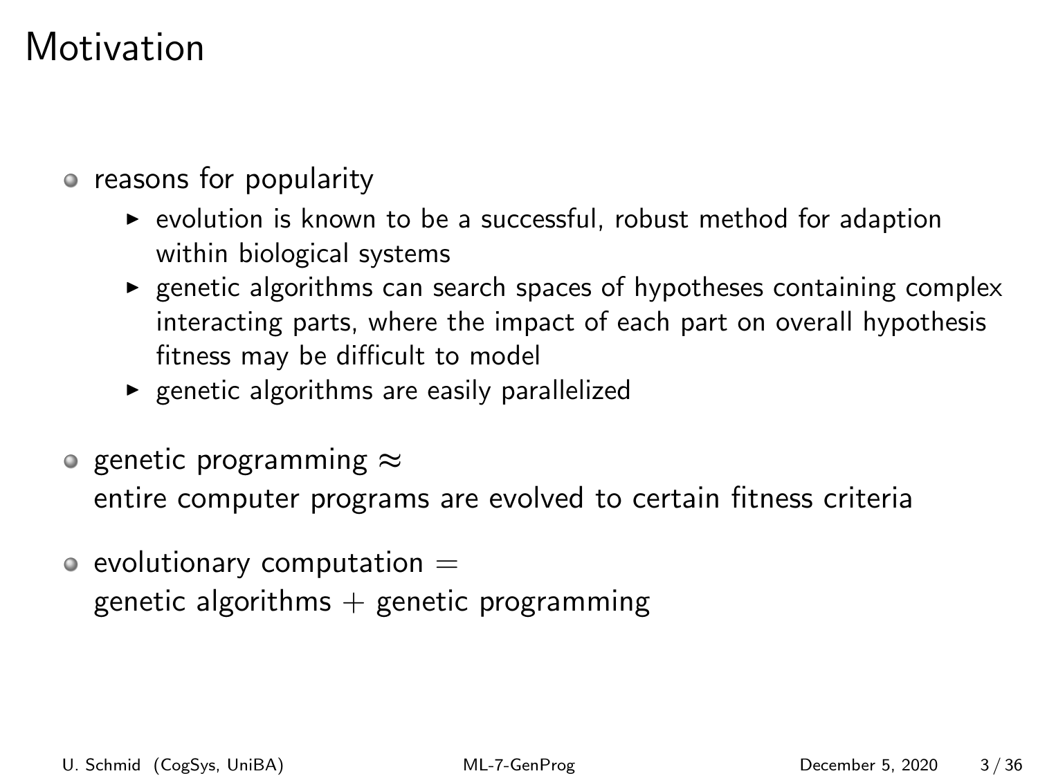# Motivation

- reasons for popularity
  - evolution is known to be a successful, robust method for adaption within biological systems
  - genetic algorithms can search spaces of hypotheses containing complex interacting parts, where the impact of each part on overall hypothesis fitness may be difficult to model
  - genetic algorithms are easily parallelized

- genetic programming $\approx$
  entire computer programs are evolved to certain fitness criteria

- evolutionary computation $=$
  genetic algorithms $+$ genetic programming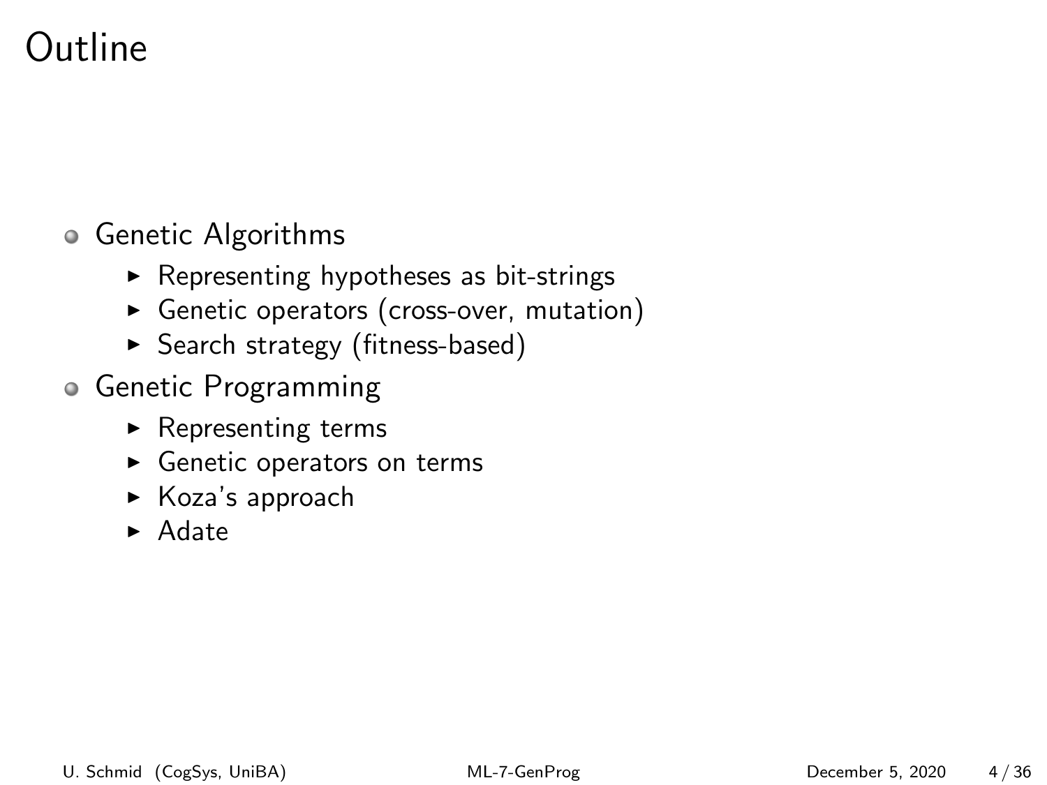# Outline

- Genetic Algorithms
  - Representing hypotheses as bit-strings
  - Genetic operators (cross-over, mutation)
  - Search strategy (fitness-based)
- Genetic Programming
  - Representing terms
  - Genetic operators on terms
  - Koza's approach
  - Adate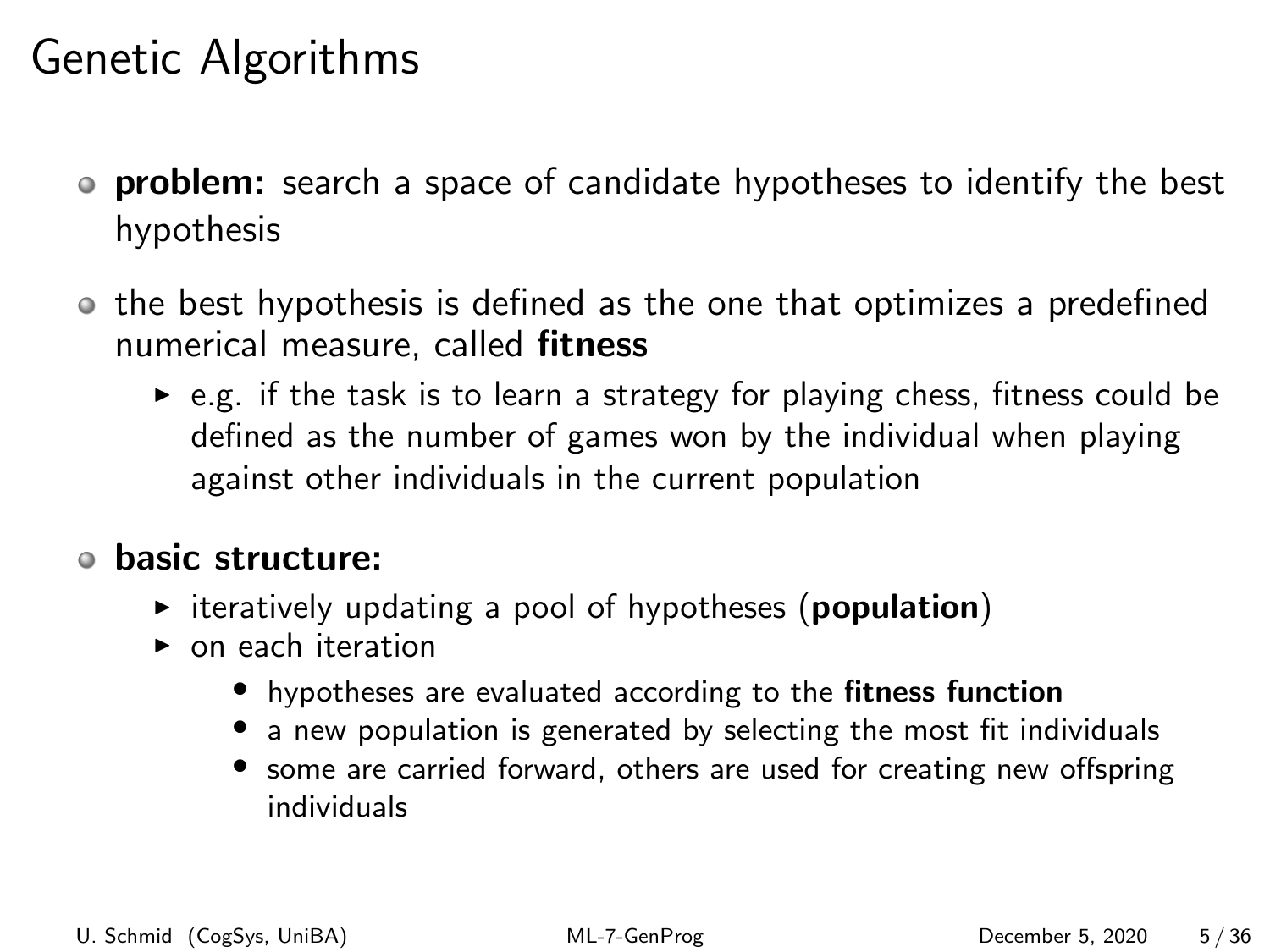# Genetic Algorithms

- **problem:** search a space of candidate hypotheses to identify the best hypothesis
- the best hypothesis is defined as the one that optimizes a predefined numerical measure, called **fitness**
  - e.g. if the task is to learn a strategy for playing chess, fitness could be defined as the number of games won by the individual when playing against other individuals in the current population
- **basic structure:**
  - iteratively updating a pool of hypotheses (**population**)
  - on each iteration
    - hypotheses are evaluated according to the **fitness function**
    - a new population is generated by selecting the most fit individuals
    - some are carried forward, others are used for creating new offspring individuals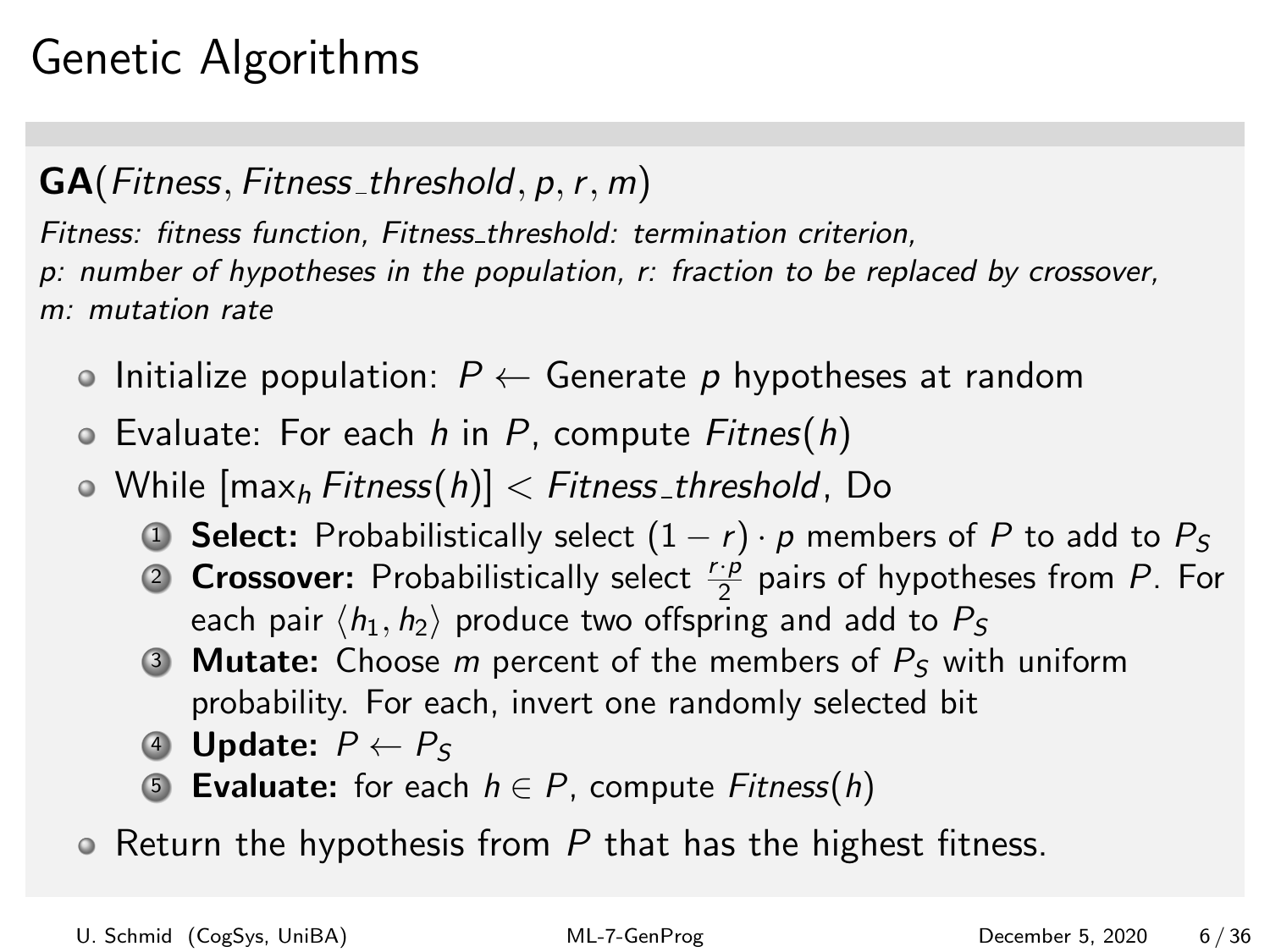# Genetic Algorithms

**GA**($Fitness, Fitness\_threshold, p, r, m$)

*Fitness: fitness function, Fitness_threshold: termination criterion,*
*p: number of hypotheses in the population, r: fraction to be replaced by crossover,*
*m: mutation rate*

- Initialize population: $P \leftarrow$ Generate $p$ hypotheses at random
- Evaluate: For each $h$ in $P$, compute $Fitnes(h)$
- While $[\max_h Fitness(h)] < Fitness\_threshold$, Do
  1. **Select:** Probabilistically select $(1 - r) \cdot p$ members of $P$ to add to $P_S$
  2. **Crossover:** Probabilistically select $\frac{r \cdot p}{2}$ pairs of hypotheses from $P$. For each pair $\langle h_1, h_2 \rangle$ produce two offspring and add to $P_S$
  3. **Mutate:** Choose $m$ percent of the members of $P_S$ with uniform probability. For each, invert one randomly selected bit
  4. **Update:** $P \leftarrow P_S$
  5. **Evaluate:** for each $h \in P$, compute $Fitness(h)$
- Return the hypothesis from $P$ that has the highest fitness.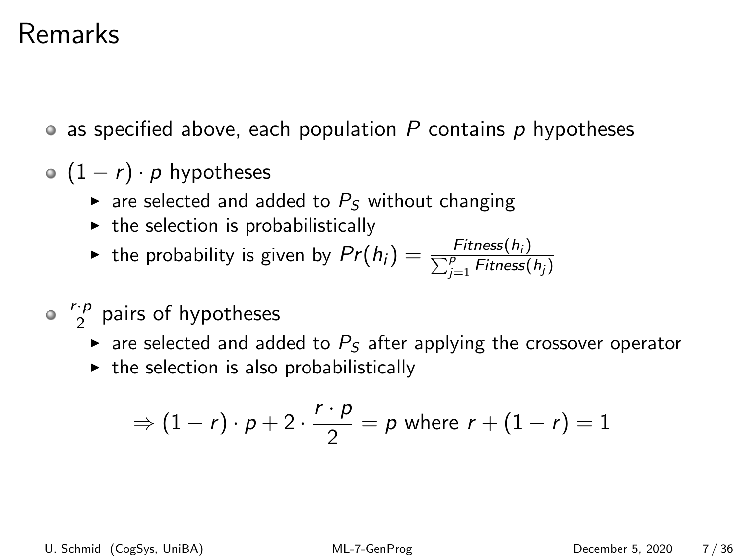# Remarks

- as specified above, each population $P$ contains $p$ hypotheses
- $(1 - r) \cdot p$ hypotheses
  - are selected and added to $P_S$ without changing
  - the selection is probabilistically
  - the probability is given by $Pr(h_i) = \frac{Fitness(h_i)}{\sum_{j=1}^{p} Fitness(h_j)}$
- $\frac{r \cdot p}{2}$ pairs of hypotheses
  - are selected and added to $P_S$ after applying the crossover operator
  - the selection is also probabilistically

$$\Rightarrow (1 - r) \cdot p + 2 \cdot \frac{r \cdot p}{2} = p \text{ where } r + (1 - r) = 1$$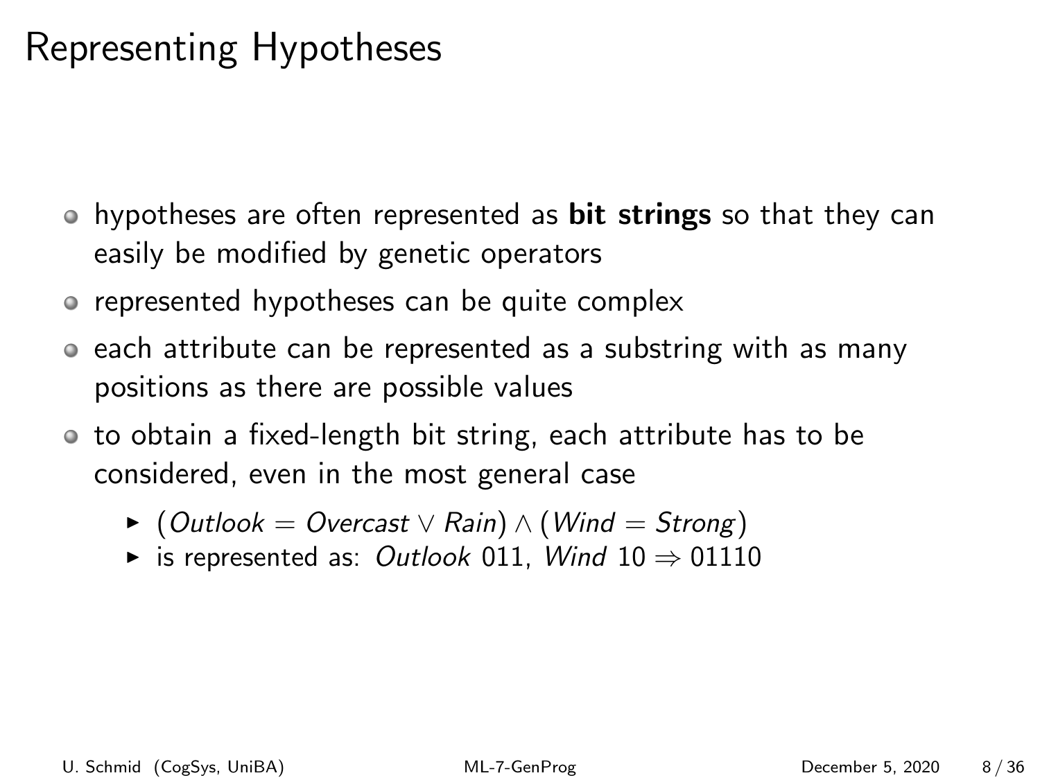# Representing Hypotheses

- hypotheses are often represented as **bit strings** so that they can easily be modified by genetic operators
- represented hypotheses can be quite complex
- each attribute can be represented as a substring with as many positions as there are possible values
- to obtain a fixed-length bit string, each attribute has to be considered, even in the most general case
  - $(Outlook = Overcast \vee Rain) \wedge (Wind = Strong)$
  - is represented as: *Outlook* 011, *Wind* 10 $\Rightarrow$ 01110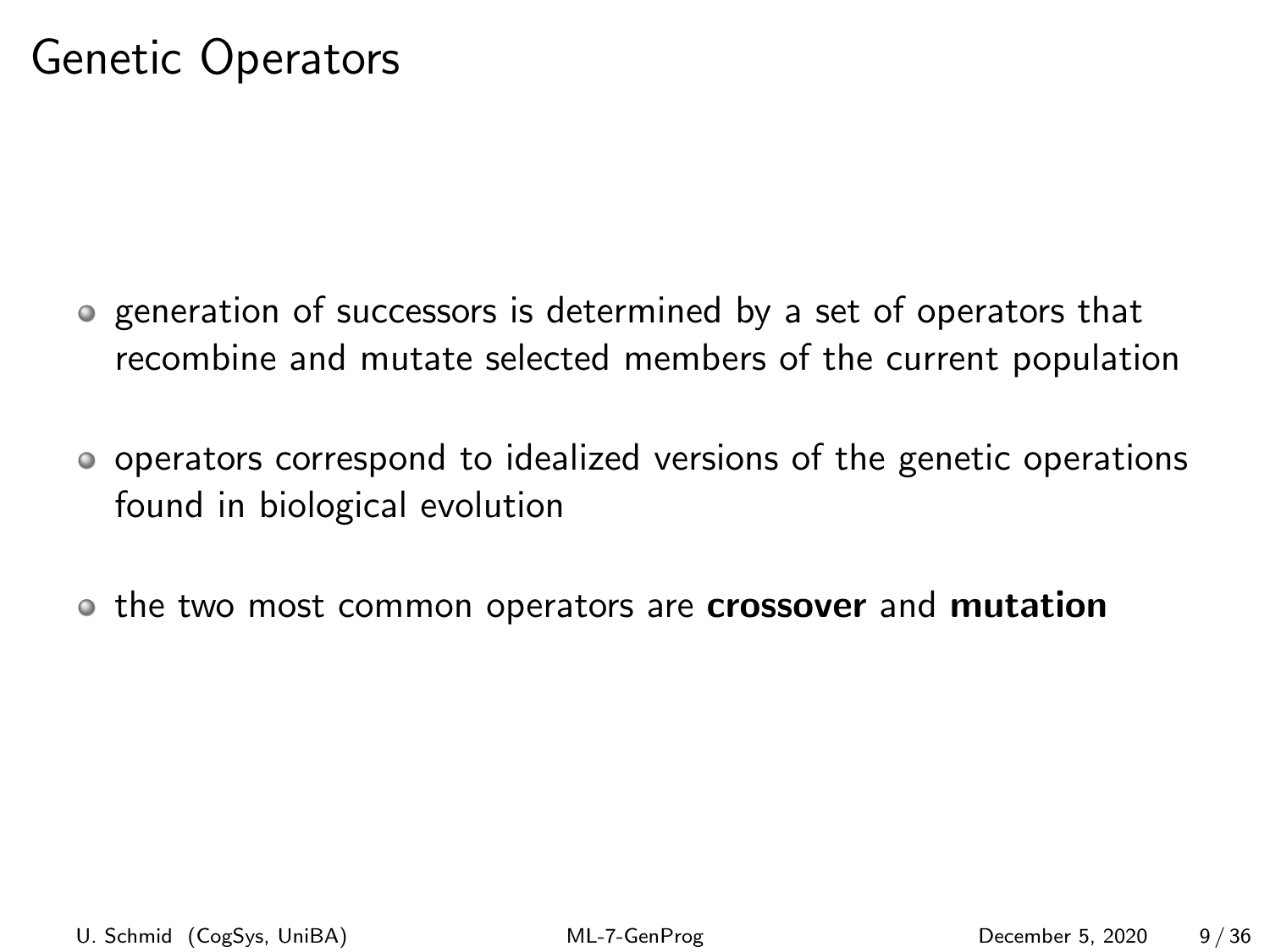# Genetic Operators

- generation of successors is determined by a set of operators that recombine and mutate selected members of the current population
- operators correspond to idealized versions of the genetic operations found in biological evolution
- the two most common operators are **crossover** and **mutation**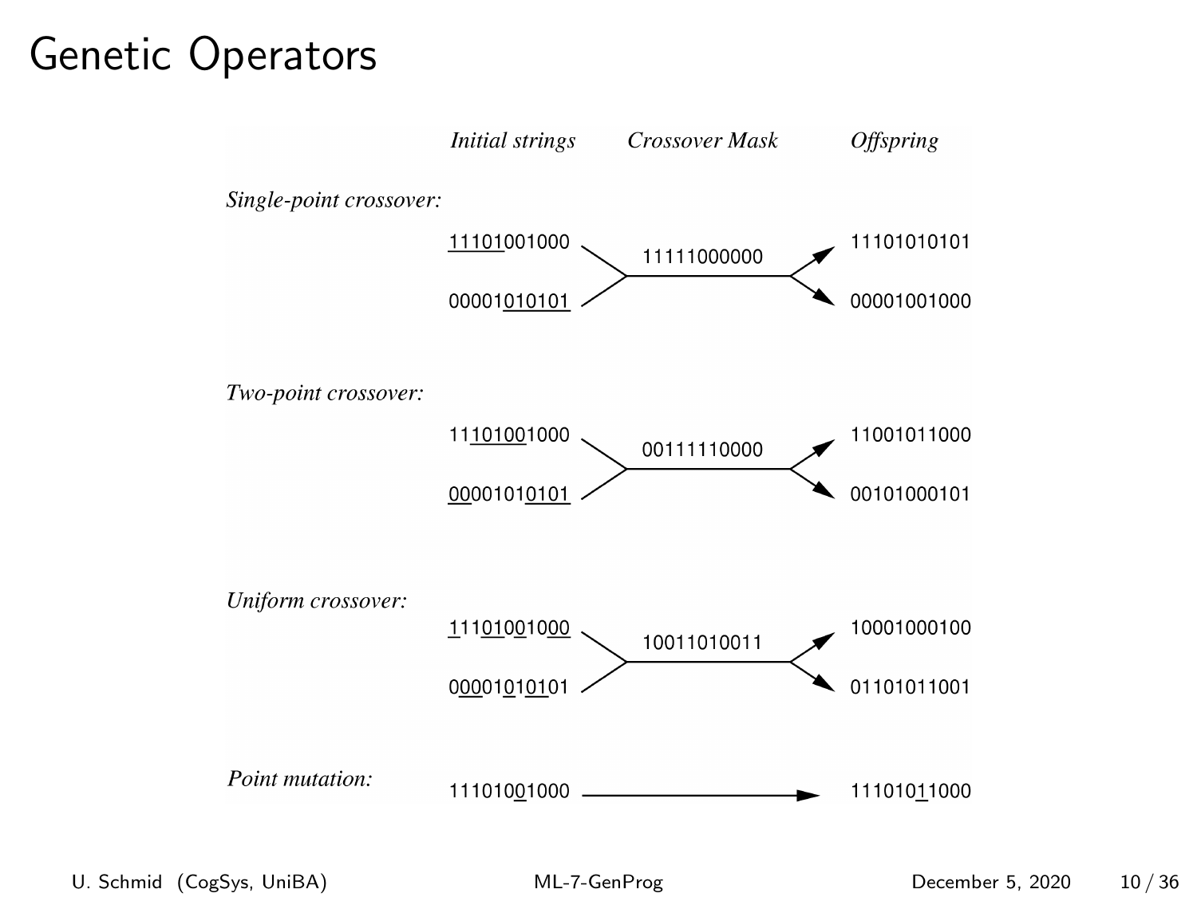# Genetic Operators

| | *Initial strings* | *Crossover Mask* | *Offspring* |
|---|---|---|---|
| *Single-point crossover:* | 11101001000 | 11111000000 | 11101010101 |
| | 00001010101 | | 00001001000 |
| *Two-point crossover:* | 11101001000 | 00111110000 | 11001011000 |
| | 00001010101 | | 00101000101 |
| *Uniform crossover:* | 11101001000 | 10011010011 | 10001000100 |
| | 00001010101 | | 01101011001 |
| *Point mutation:* | 11101001000 | | 11101011000 |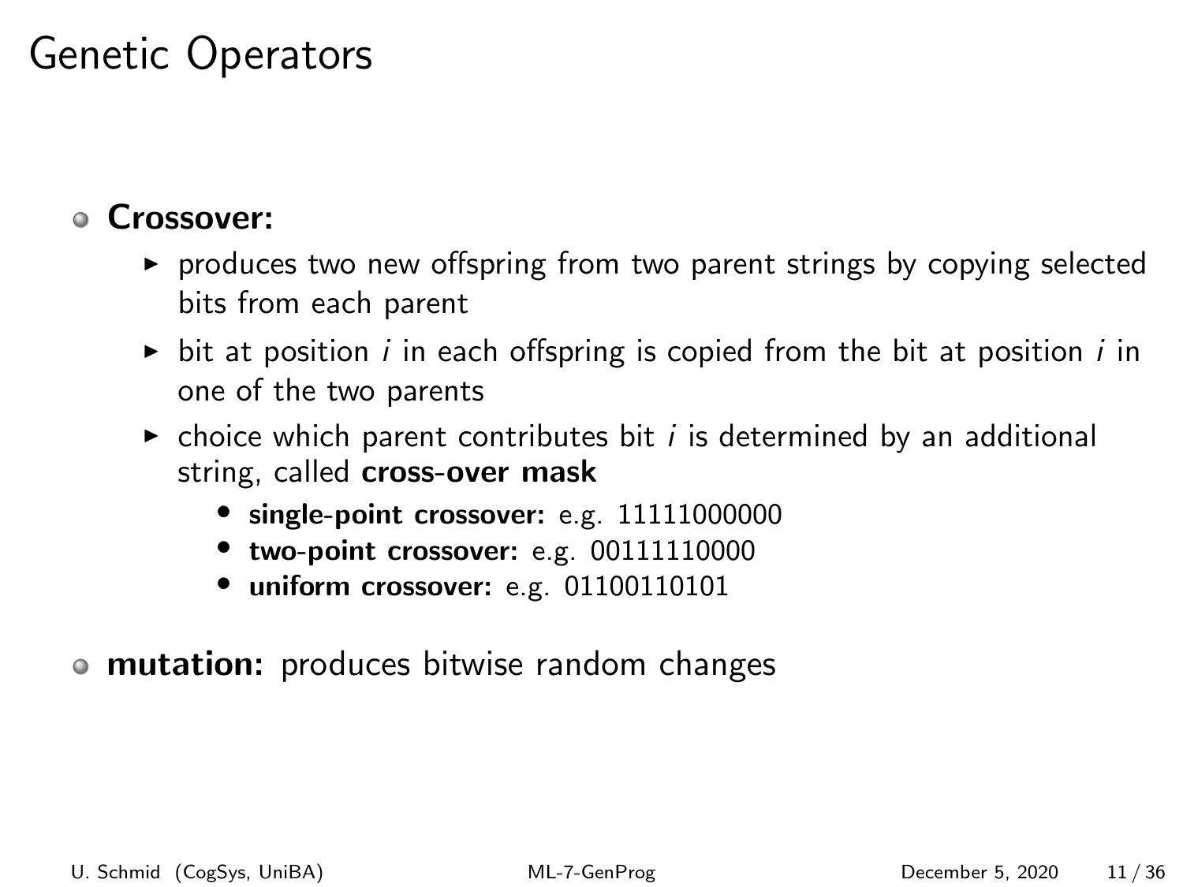# Genetic Operators

- **Crossover:**
  - produces two new offspring from two parent strings by copying selected bits from each parent
  - bit at position $i$ in each offspring is copied from the bit at position $i$ in one of the two parents
  - choice which parent contributes bit $i$ is determined by an additional string, called **cross-over mask**
    - **single-point crossover:** e.g. 11111000000
    - **two-point crossover:** e.g. 00111110000
    - **uniform crossover:** e.g. 01100110101
- **mutation:** produces bitwise random changes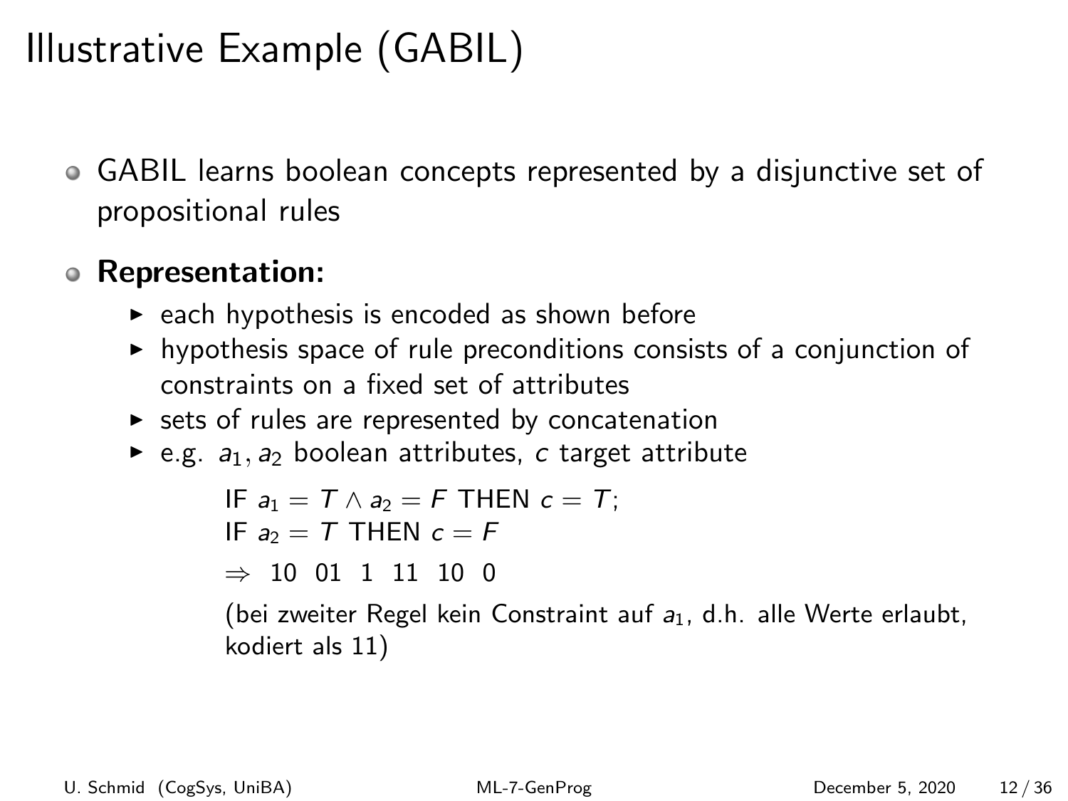# Illustrative Example (GABIL)

- GABIL learns boolean concepts represented by a disjunctive set of propositional rules

- **Representation:**
  - each hypothesis is encoded as shown before
  - hypothesis space of rule preconditions consists of a conjunction of constraints on a fixed set of attributes
  - sets of rules are represented by concatenation
  - e.g. $a_1, a_2$ boolean attributes, $c$ target attribute

    IF $a_1 = T \wedge a_2 = F$ THEN $c = T$;
    IF $a_2 = T$ THEN $c = F$

    $\Rightarrow$ 10 01 1 11 10 0

    (bei zweiter Regel kein Constraint auf $a_1$, d.h. alle Werte erlaubt, kodiert als 11)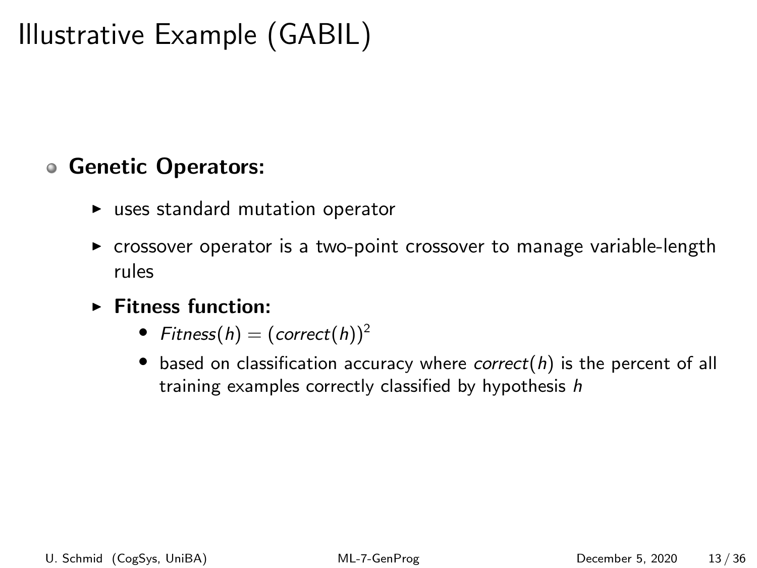# Illustrative Example (GABIL)

- **Genetic Operators:**
  - uses standard mutation operator
  - crossover operator is a two-point crossover to manage variable-length rules
  - **Fitness function:**
    - $Fitness(h) = (correct(h))^2$
    - based on classification accuracy where $correct(h)$ is the percent of all training examples correctly classified by hypothesis $h$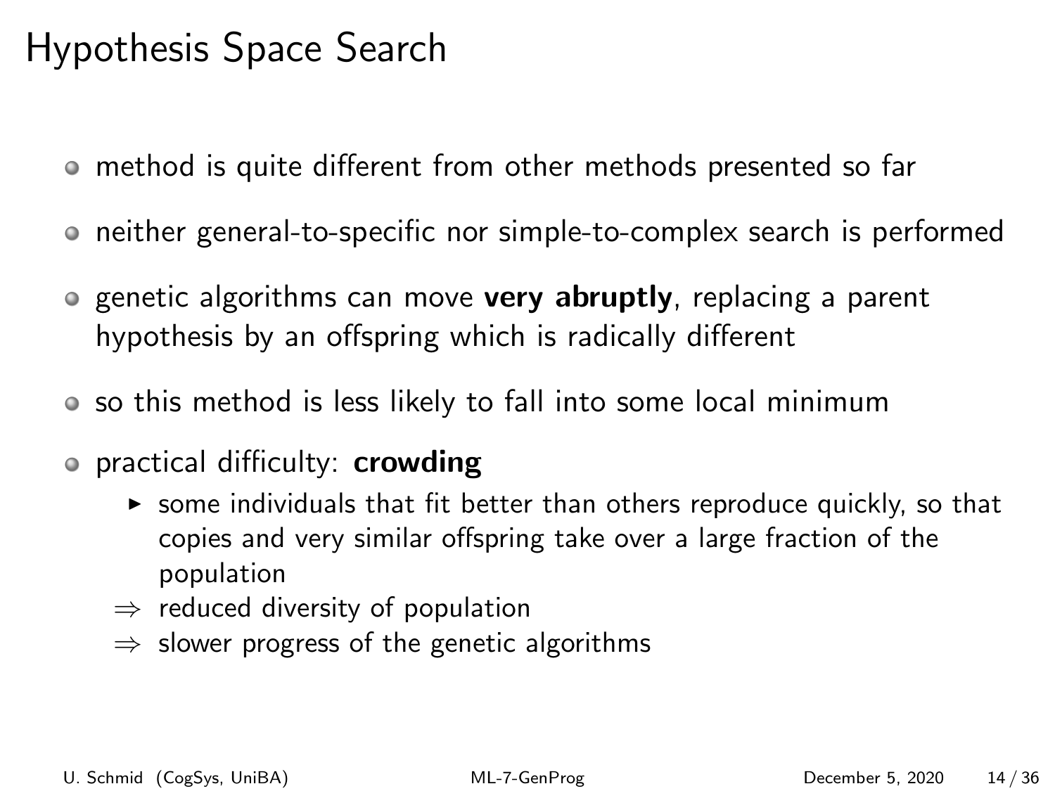# Hypothesis Space Search

- method is quite different from other methods presented so far
- neither general-to-specific nor simple-to-complex search is performed
- genetic algorithms can move **very abruptly**, replacing a parent hypothesis by an offspring which is radically different
- so this method is less likely to fall into some local minimum
- practical difficulty: **crowding**
  - some individuals that fit better than others reproduce quickly, so that copies and very similar offspring take over a large fraction of the population
  - $\Rightarrow$ reduced diversity of population
  - $\Rightarrow$ slower progress of the genetic algorithms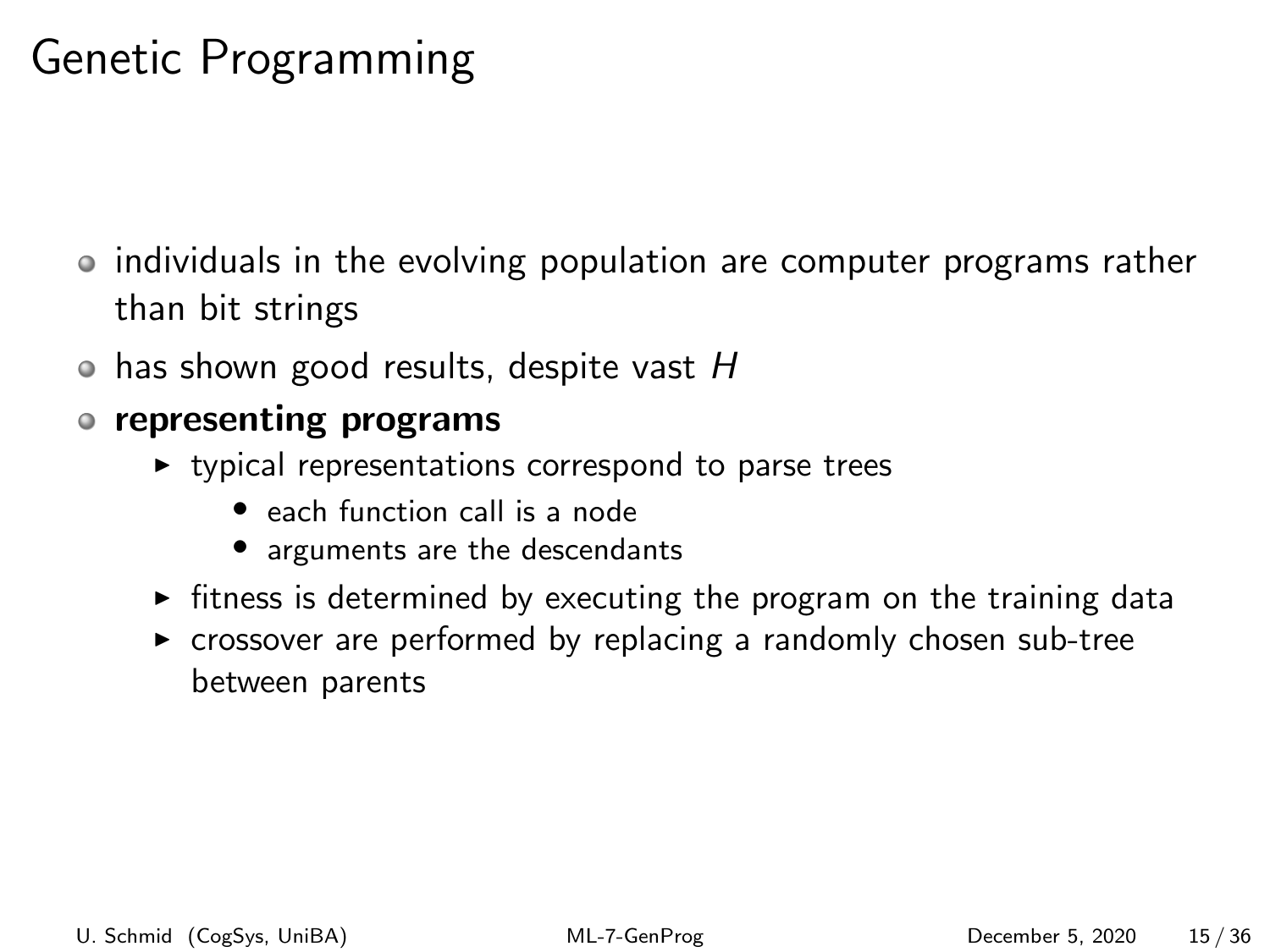# Genetic Programming

- individuals in the evolving population are computer programs rather than bit strings
- has shown good results, despite vast $H$
- **representing programs**
  - typical representations correspond to parse trees
    - each function call is a node
    - arguments are the descendants
  - fitness is determined by executing the program on the training data
  - crossover are performed by replacing a randomly chosen sub-tree between parents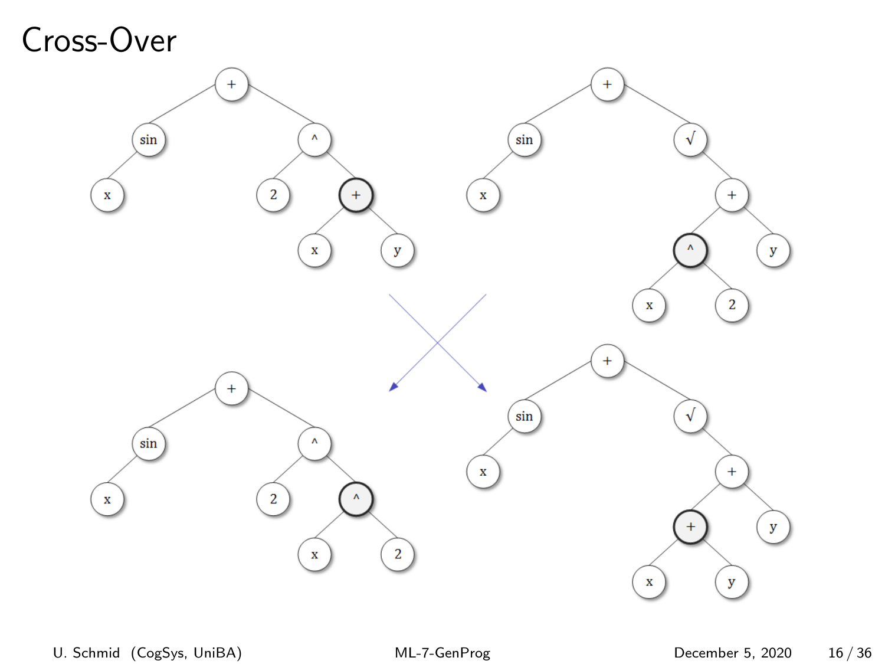# Cross-Over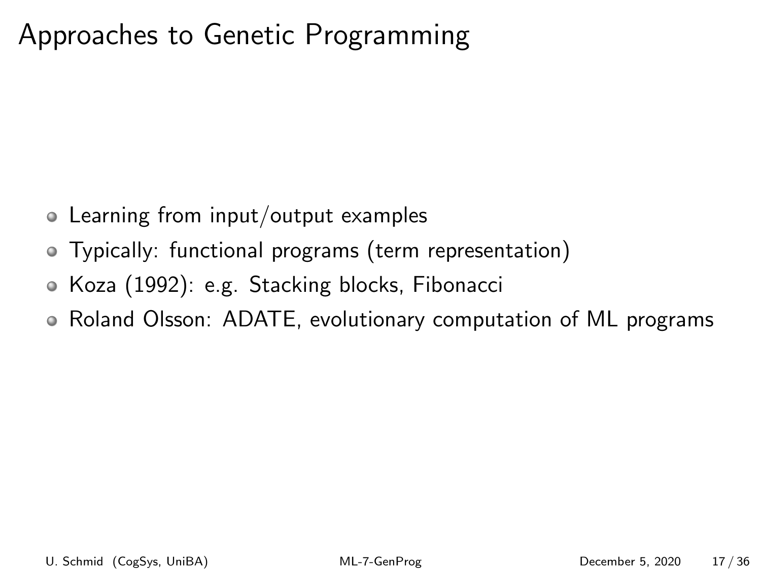# Approaches to Genetic Programming

- Learning from input/output examples
- Typically: functional programs (term representation)
- Koza (1992): e.g. Stacking blocks, Fibonacci
- Roland Olsson: ADATE, evolutionary computation of ML programs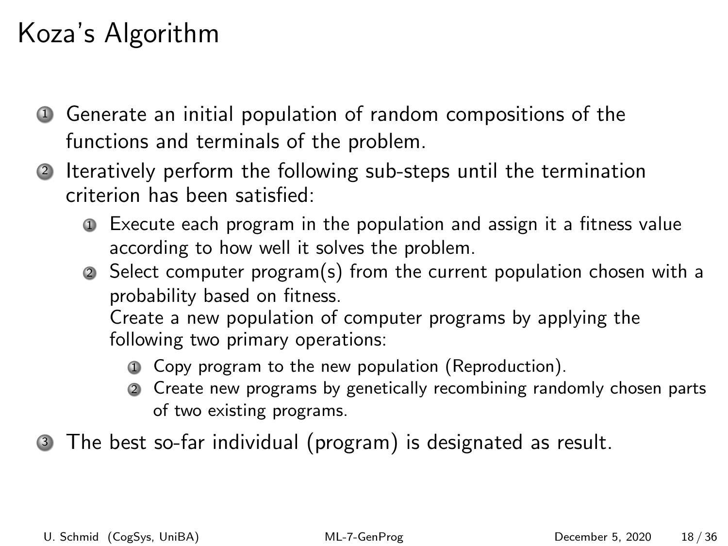# Koza's Algorithm

1. Generate an initial population of random compositions of the functions and terminals of the problem.
2. Iteratively perform the following sub-steps until the termination criterion has been satisfied:
    1. Execute each program in the population and assign it a fitness value according to how well it solves the problem.
    2. Select computer program(s) from the current population chosen with a probability based on fitness.
       Create a new population of computer programs by applying the following two primary operations:
        1. Copy program to the new population (Reproduction).
        2. Create new programs by genetically recombining randomly chosen parts of two existing programs.
3. The best so-far individual (program) is designated as result.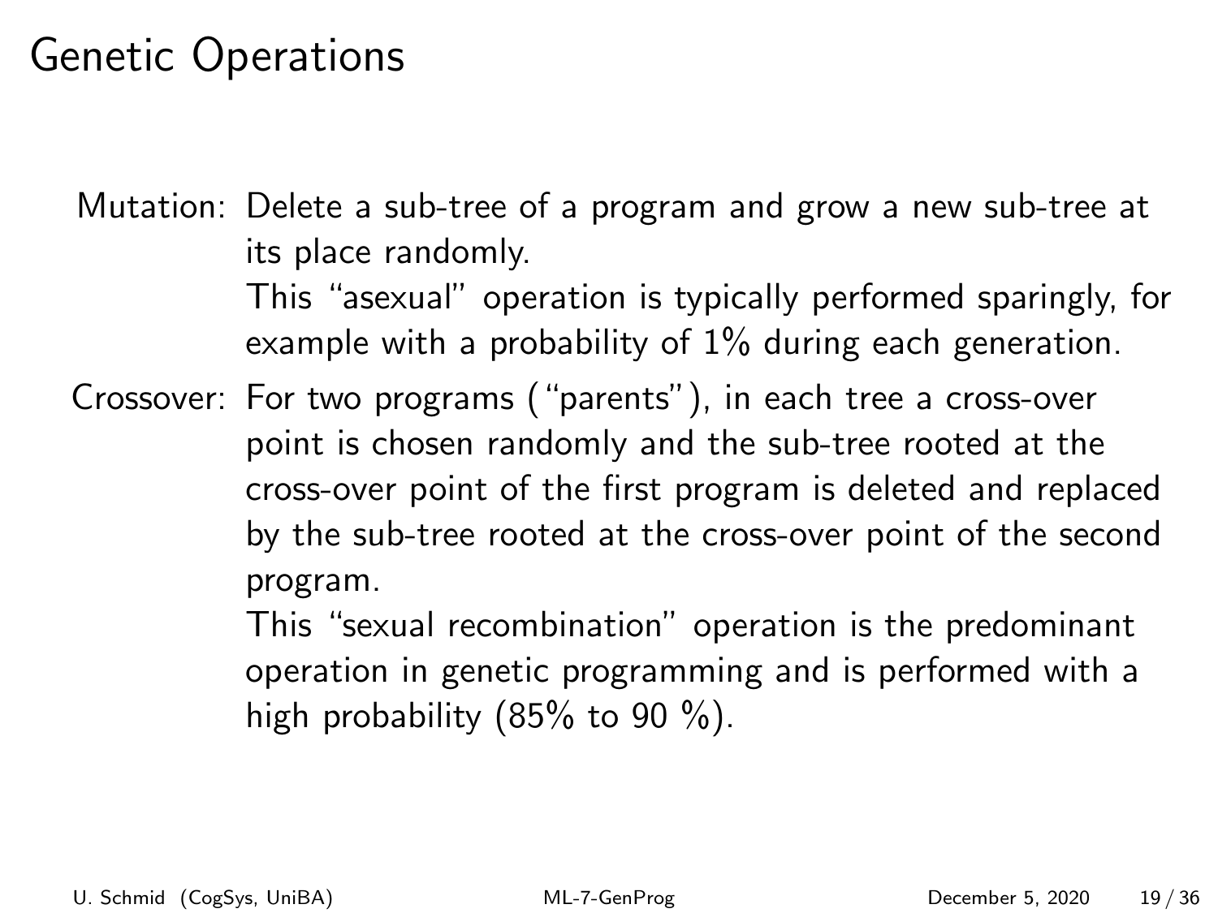# Genetic Operations

**Mutation:** Delete a sub-tree of a program and grow a new sub-tree at its place randomly.
This "asexual" operation is typically performed sparingly, for example with a probability of 1% during each generation.

**Crossover:** For two programs ("parents"), in each tree a cross-over point is chosen randomly and the sub-tree rooted at the cross-over point of the first program is deleted and replaced by the sub-tree rooted at the cross-over point of the second program.
This "sexual recombination" operation is the predominant operation in genetic programming and is performed with a high probability (85% to 90 %).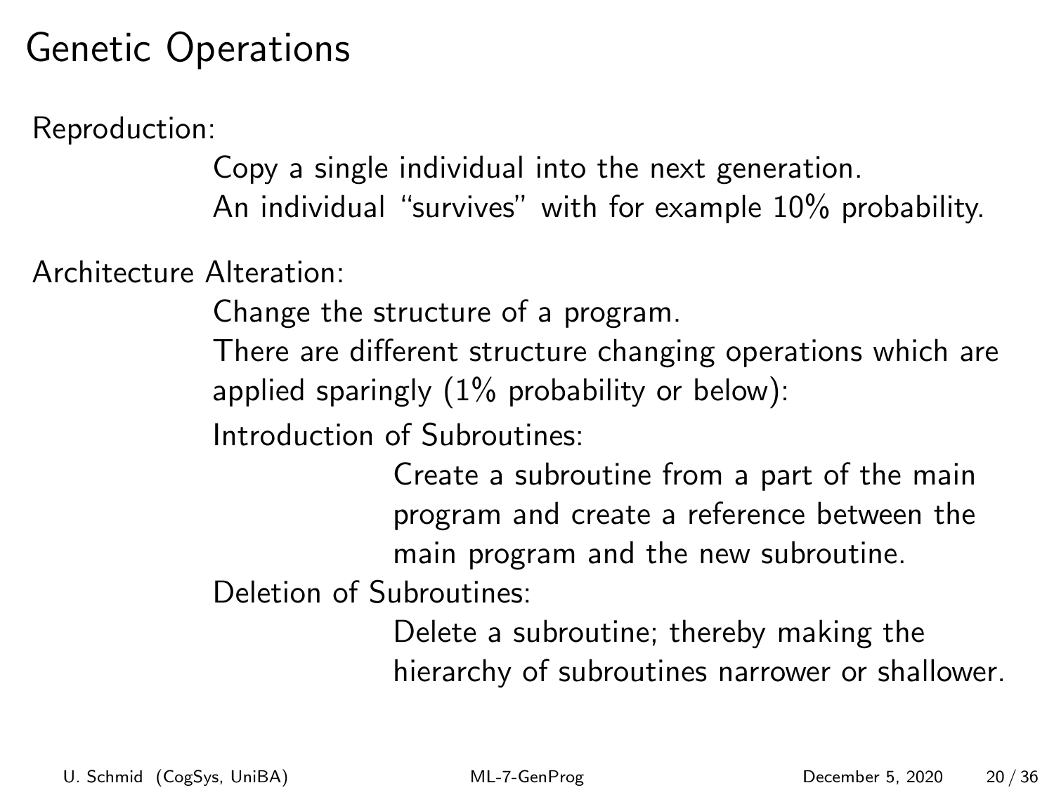# Genetic Operations

**Reproduction:**

Copy a single individual into the next generation.
An individual "survives" with for example 10% probability.

**Architecture Alteration:**

Change the structure of a program.
There are different structure changing operations which are applied sparingly (1% probability or below):

- **Introduction of Subroutines:**
  Create a subroutine from a part of the main program and create a reference between the main program and the new subroutine.
- **Deletion of Subroutines:**
  Delete a subroutine; thereby making the hierarchy of subroutines narrower or shallower.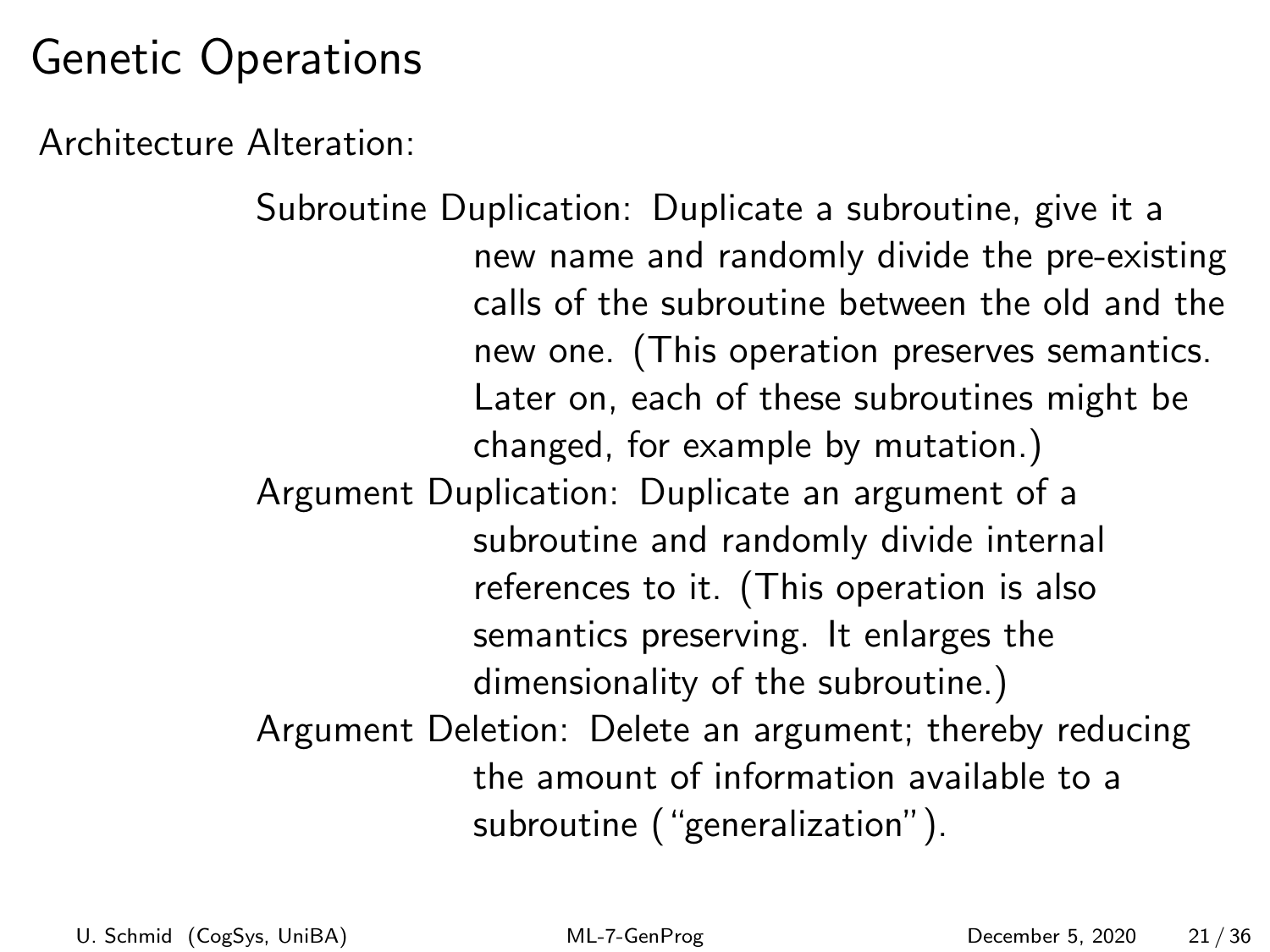# Genetic Operations

Architecture Alteration:

- **Subroutine Duplication:** Duplicate a subroutine, give it a new name and randomly divide the pre-existing calls of the subroutine between the old and the new one. (This operation preserves semantics. Later on, each of these subroutines might be changed, for example by mutation.)
- **Argument Duplication:** Duplicate an argument of a subroutine and randomly divide internal references to it. (This operation is also semantics preserving. It enlarges the dimensionality of the subroutine.)
- **Argument Deletion:** Delete an argument; thereby reducing the amount of information available to a subroutine ("generalization").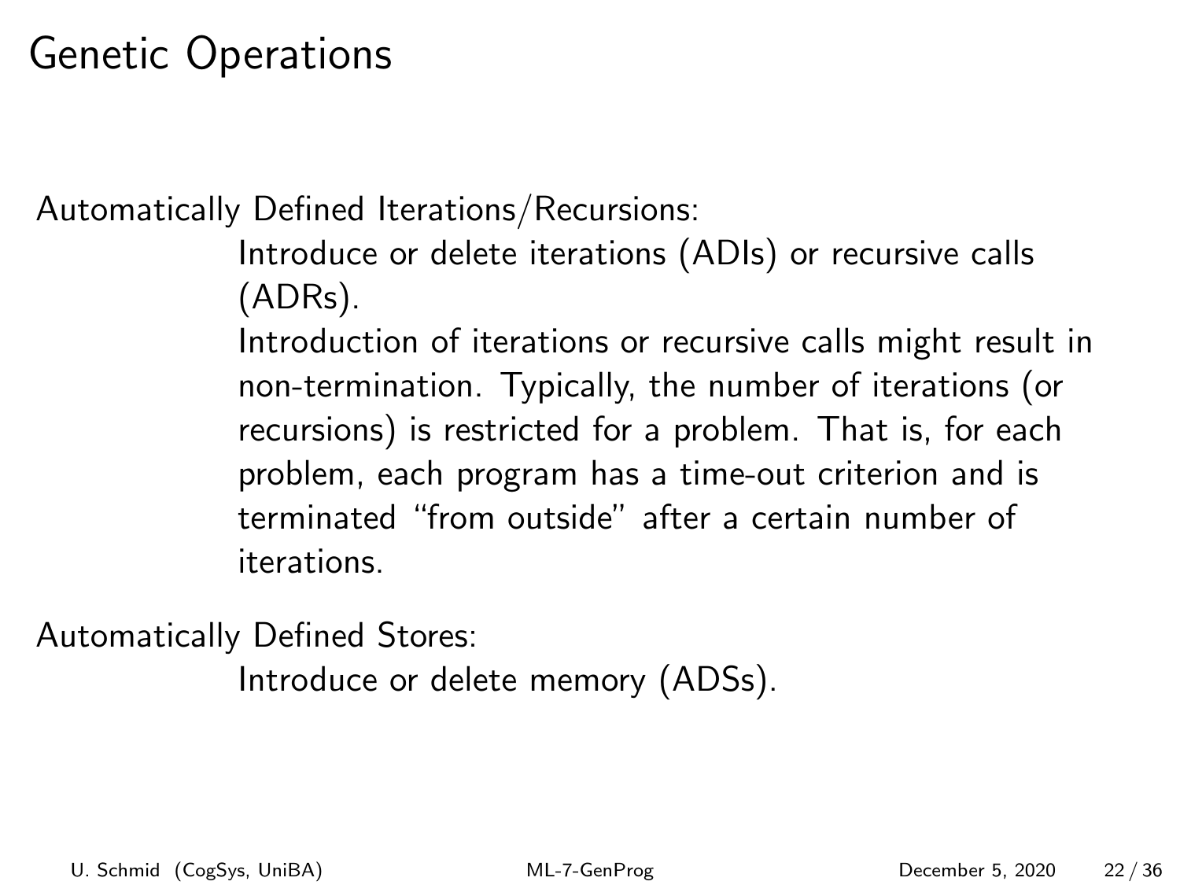# Genetic Operations

Automatically Defined Iterations/Recursions:

Introduce or delete iterations (ADIs) or recursive calls (ADRs).

Introduction of iterations or recursive calls might result in non-termination. Typically, the number of iterations (or recursions) is restricted for a problem. That is, for each problem, each program has a time-out criterion and is terminated "from outside" after a certain number of iterations.

Automatically Defined Stores:

Introduce or delete memory (ADSs).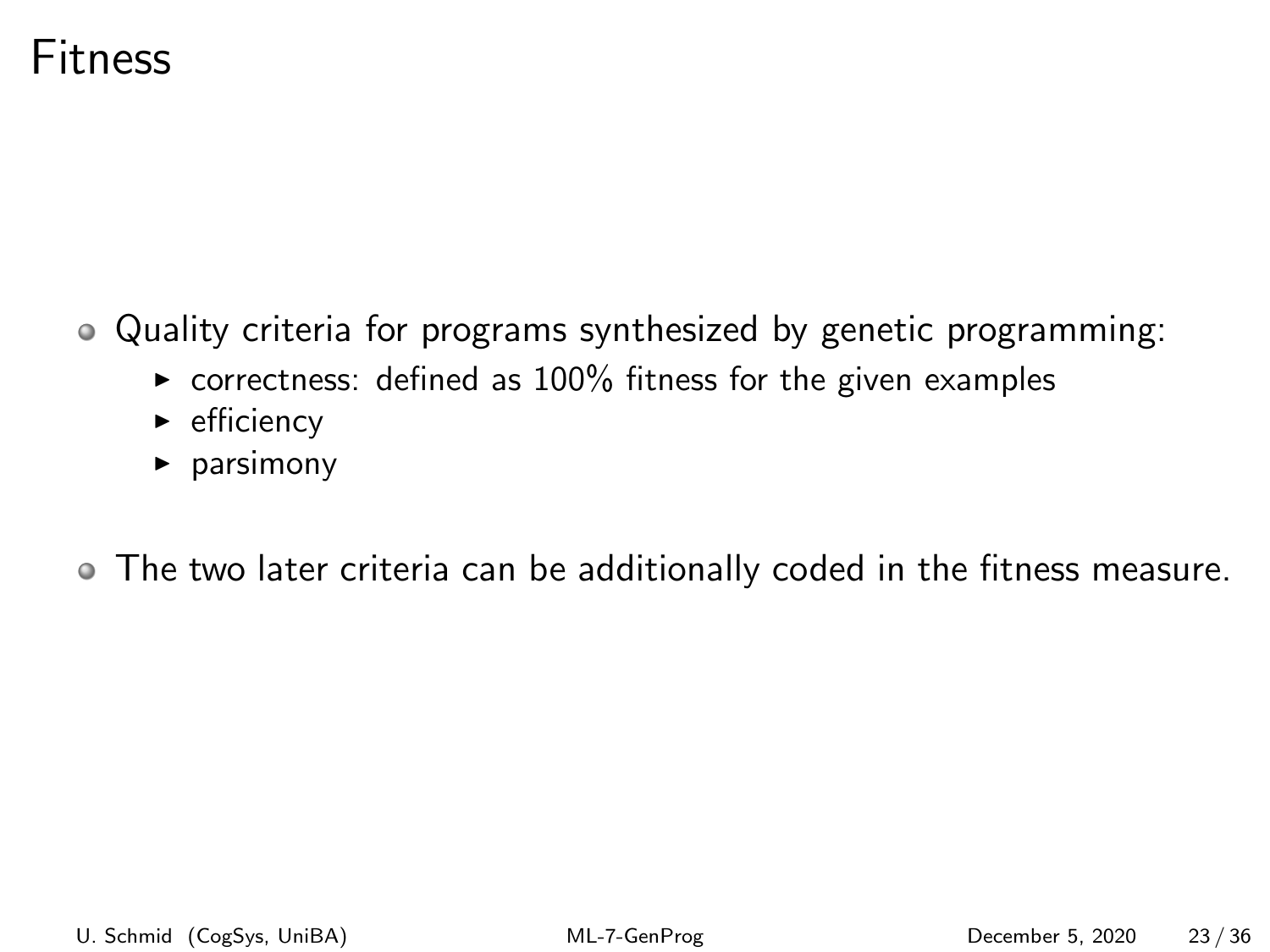# Fitness

- Quality criteria for programs synthesized by genetic programming:
  - correctness: defined as 100% fitness for the given examples
  - efficiency
  - parsimony
- The two later criteria can be additionally coded in the fitness measure.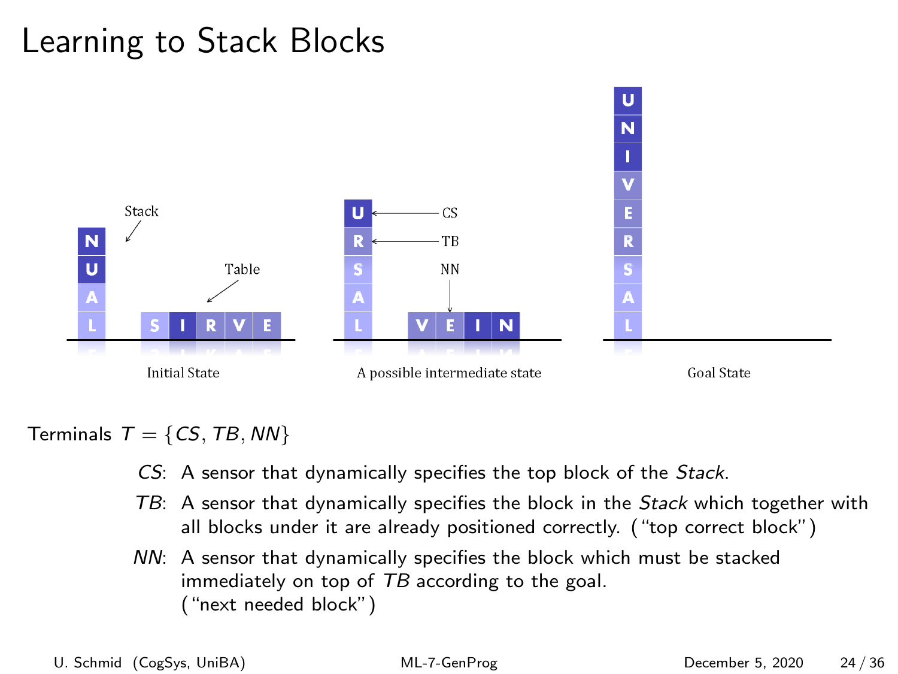# Learning to Stack Blocks

Initial State

A possible intermediate state

Goal State

Terminals $T = \{CS, TB, NN\}$

- *CS*: A sensor that dynamically specifies the top block of the *Stack*.
- *TB*: A sensor that dynamically specifies the block in the *Stack* which together with all blocks under it are already positioned correctly. ("top correct block")
- *NN*: A sensor that dynamically specifies the block which must be stacked immediately on top of *TB* according to the goal. ("next needed block")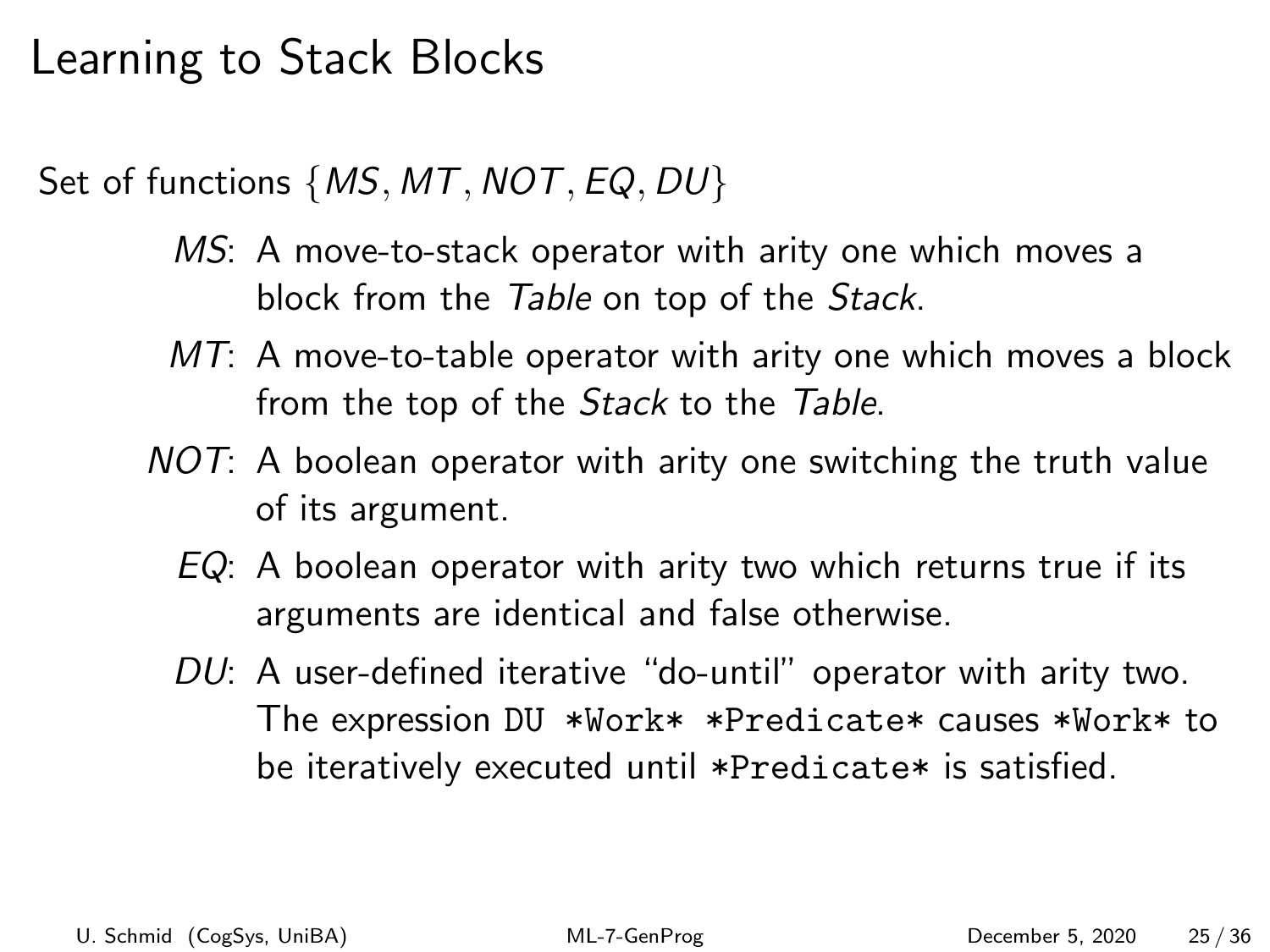# Learning to Stack Blocks

Set of functions $\{MS, MT, NOT, EQ, DU\}$

- $MS$: A move-to-stack operator with arity one which moves a block from the *Table* on top of the *Stack*.
- $MT$: A move-to-table operator with arity one which moves a block from the top of the *Stack* to the *Table*.
- $NOT$: A boolean operator with arity one switching the truth value of its argument.
- $EQ$: A boolean operator with arity two which returns true if its arguments are identical and false otherwise.
- $DU$: A user-defined iterative "do-until" operator with arity two. The expression `DU *Work* *Predicate*` causes `*Work*` to be iteratively executed until `*Predicate*` is satisfied.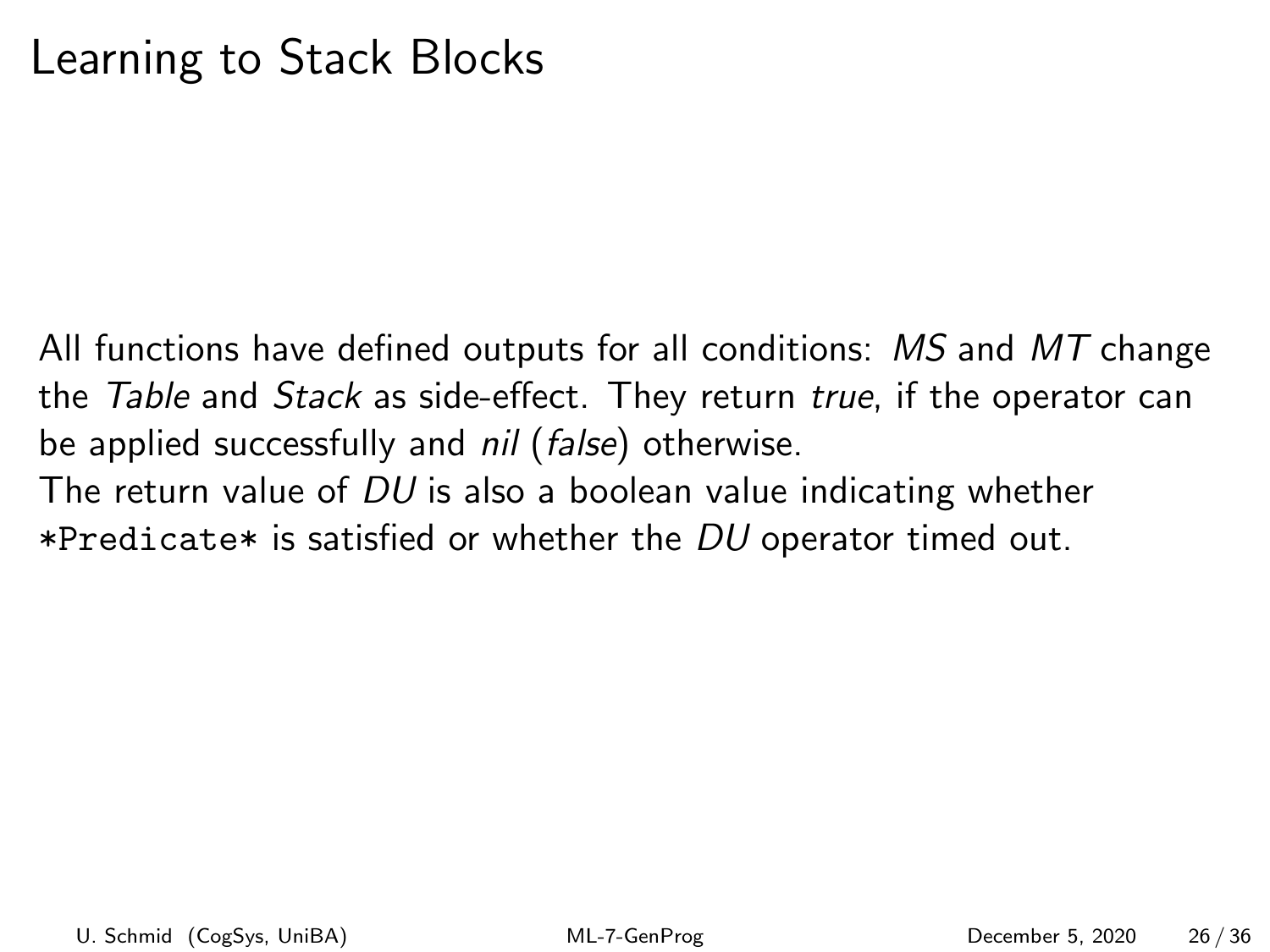# Learning to Stack Blocks

All functions have defined outputs for all conditions: *MS* and *MT* change the *Table* and *Stack* as side-effect. They return *true*, if the operator can be applied successfully and *nil* (*false*) otherwise.
The return value of *DU* is also a boolean value indicating whether `*Predicate*` is satisfied or whether the *DU* operator timed out.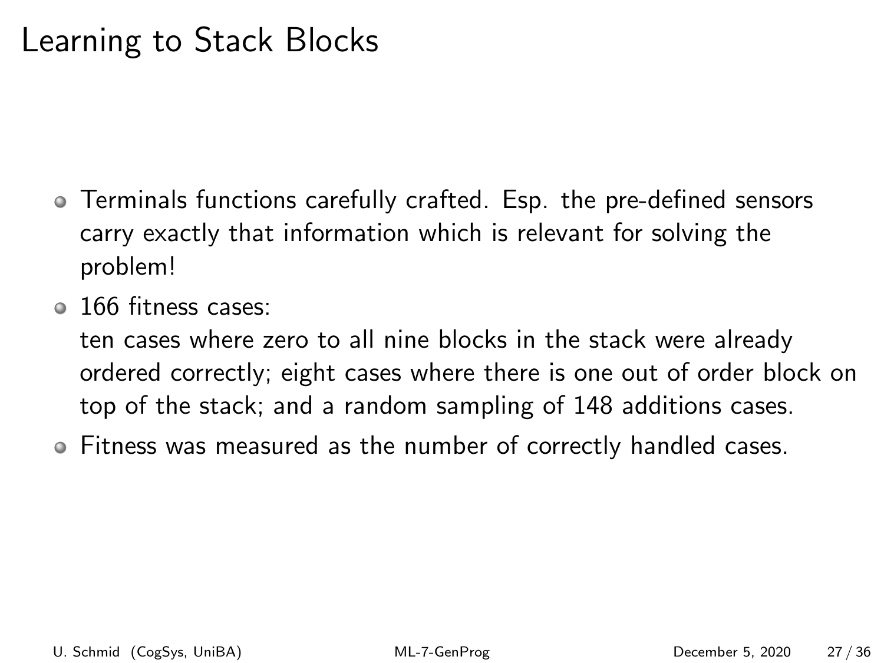# Learning to Stack Blocks

- Terminals functions carefully crafted. Esp. the pre-defined sensors carry exactly that information which is relevant for solving the problem!
- 166 fitness cases:
  ten cases where zero to all nine blocks in the stack were already ordered correctly; eight cases where there is one out of order block on top of the stack; and a random sampling of 148 additions cases.
- Fitness was measured as the number of correctly handled cases.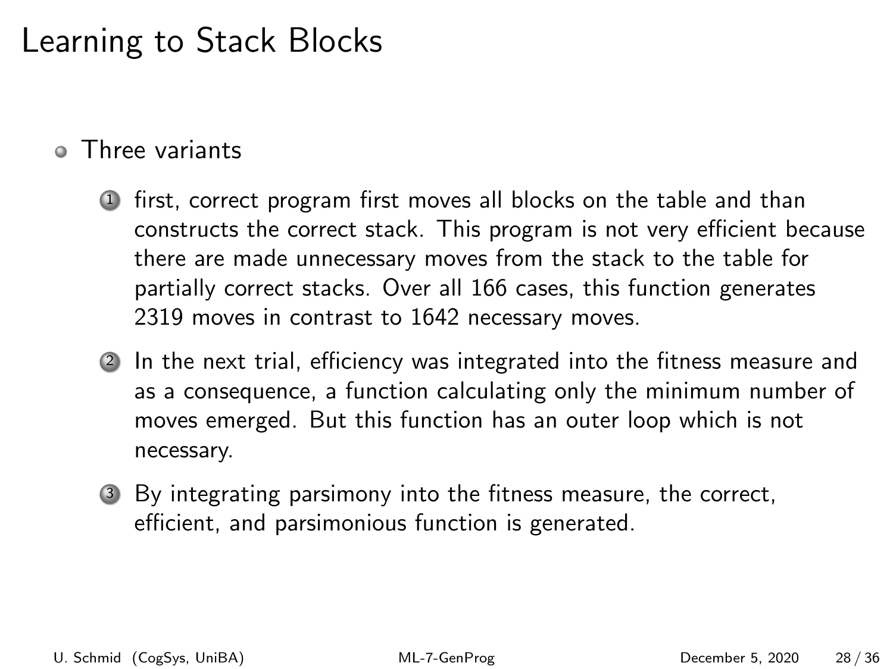# Learning to Stack Blocks

- Three variants

  1. first, correct program first moves all blocks on the table and than constructs the correct stack. This program is not very efficient because there are made unnecessary moves from the stack to the table for partially correct stacks. Over all 166 cases, this function generates 2319 moves in contrast to 1642 necessary moves.

  2. In the next trial, efficiency was integrated into the fitness measure and as a consequence, a function calculating only the minimum number of moves emerged. But this function has an outer loop which is not necessary.

  3. By integrating parsimony into the fitness measure, the correct, efficient, and parsimonious function is generated.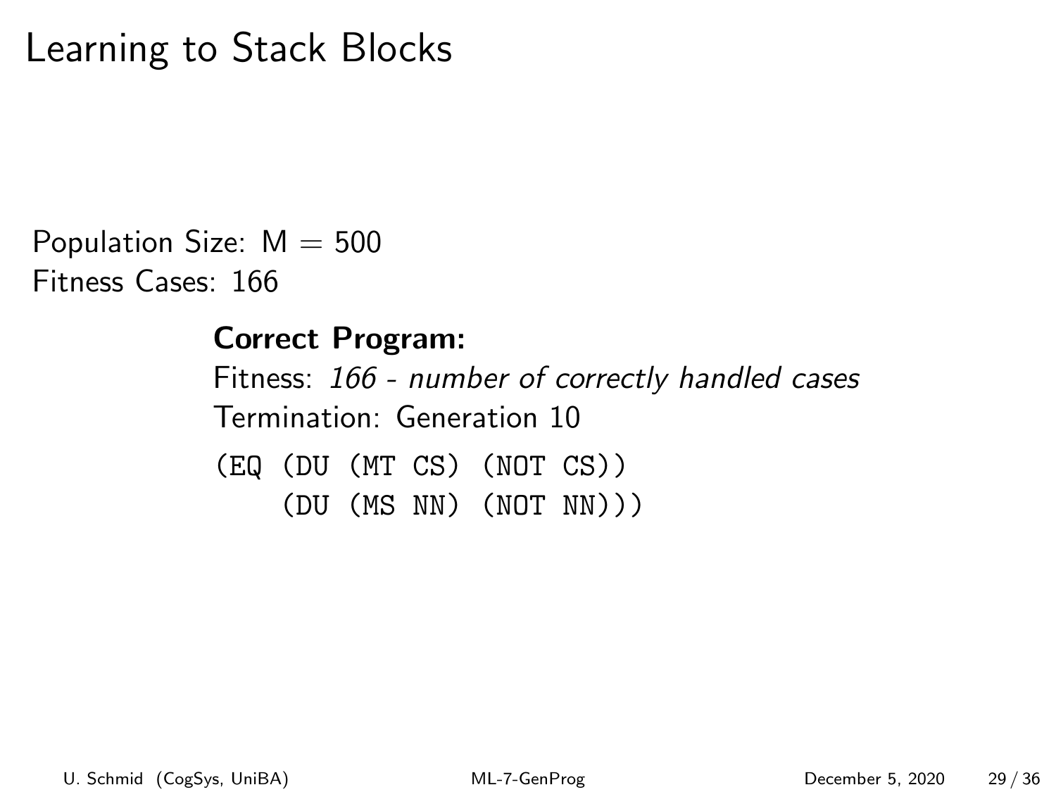# Learning to Stack Blocks

Population Size: M = 500
Fitness Cases: 166

**Correct Program:**

Fitness: *166 - number of correctly handled cases*

Termination: Generation 10

```
(EQ (DU (MT CS) (NOT CS))
    (DU (MS NN) (NOT NN)))
```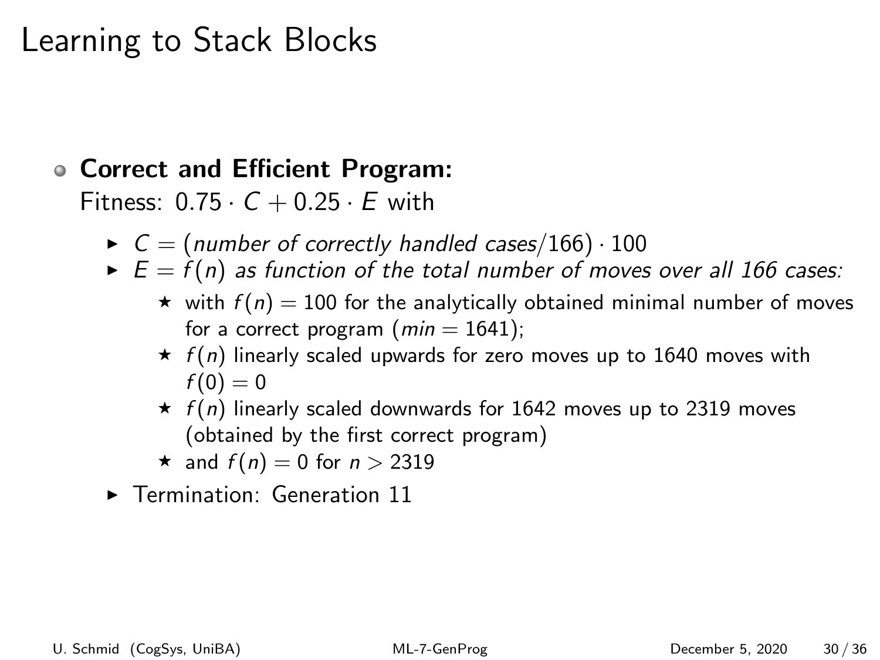# Learning to Stack Blocks

- **Correct and Efficient Program:**
  Fitness: $0.75 \cdot C + 0.25 \cdot E$ with
  - $C = (\textit{number of correctly handled cases}/166) \cdot 100$
  - $E = f(n)$ *as function of the total number of moves over all 166 cases:*
    - with $f(n) = 100$ for the analytically obtained minimal number of moves for a correct program ($min = 1641$);
    - $f(n)$ linearly scaled upwards for zero moves up to 1640 moves with $f(0) = 0$
    - $f(n)$ linearly scaled downwards for 1642 moves up to 2319 moves (obtained by the first correct program)
    - and $f(n) = 0$ for $n > 2319$
  - Termination: Generation 11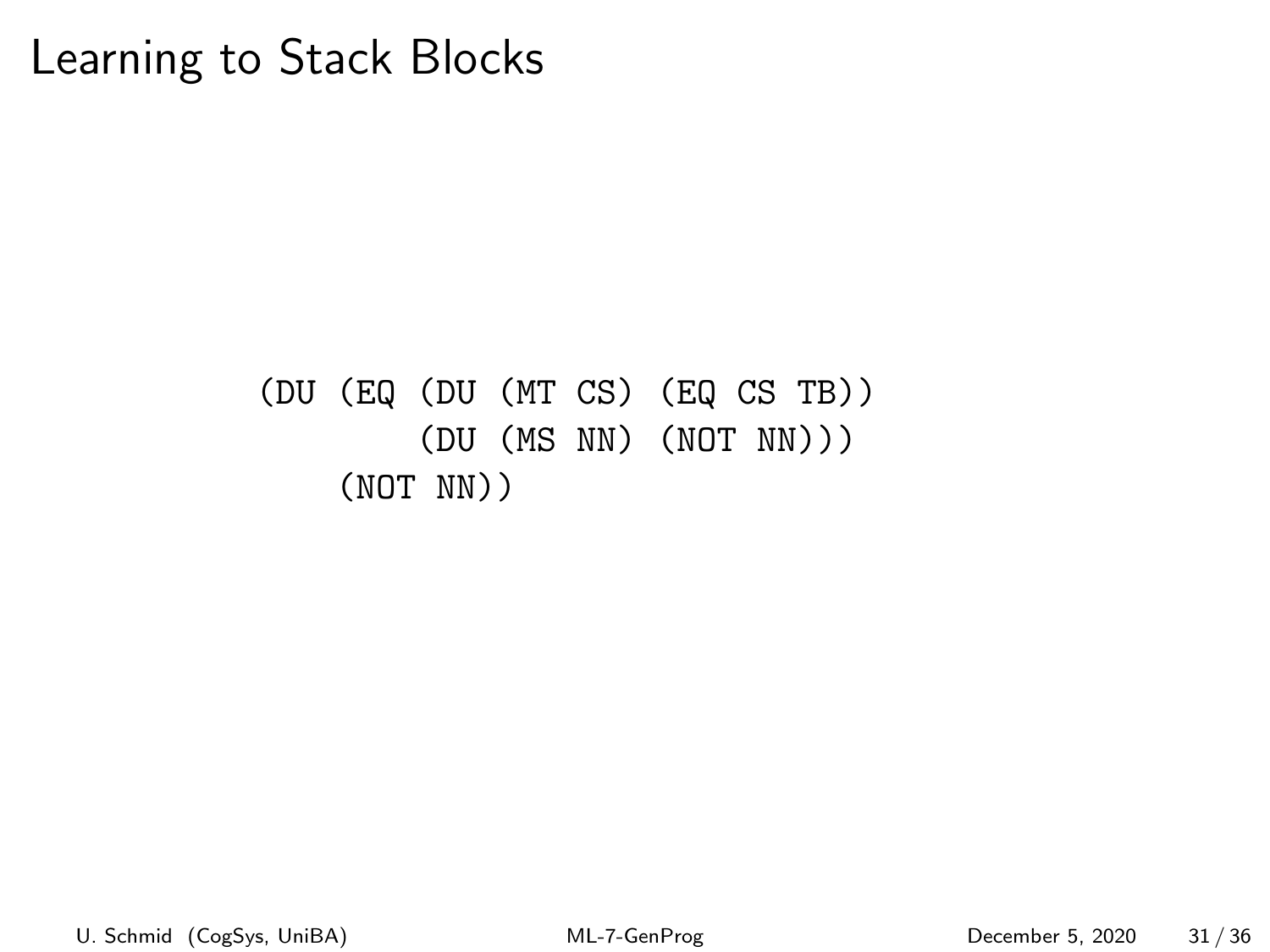# Learning to Stack Blocks

```
(DU (EQ (DU (MT CS) (EQ CS TB))
        (DU (MS NN) (NOT NN)))
    (NOT NN))
```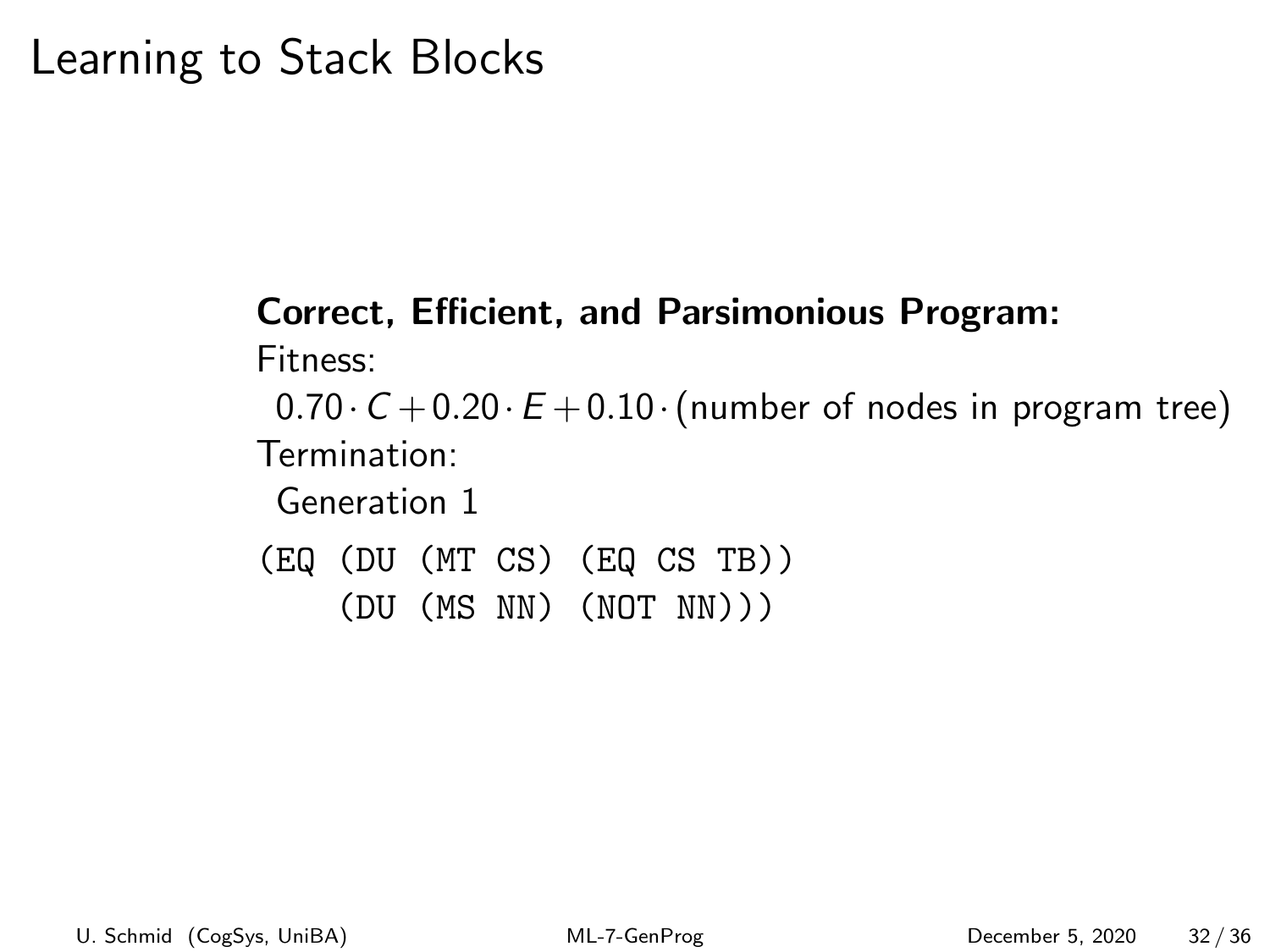# Learning to Stack Blocks

**Correct, Efficient, and Parsimonious Program:**

Fitness:

$0.70 \cdot C + 0.20 \cdot E + 0.10 \cdot$ (number of nodes in program tree)

Termination:

Generation 1

```
(EQ (DU (MT CS) (EQ CS TB))
    (DU (MS NN) (NOT NN)))
```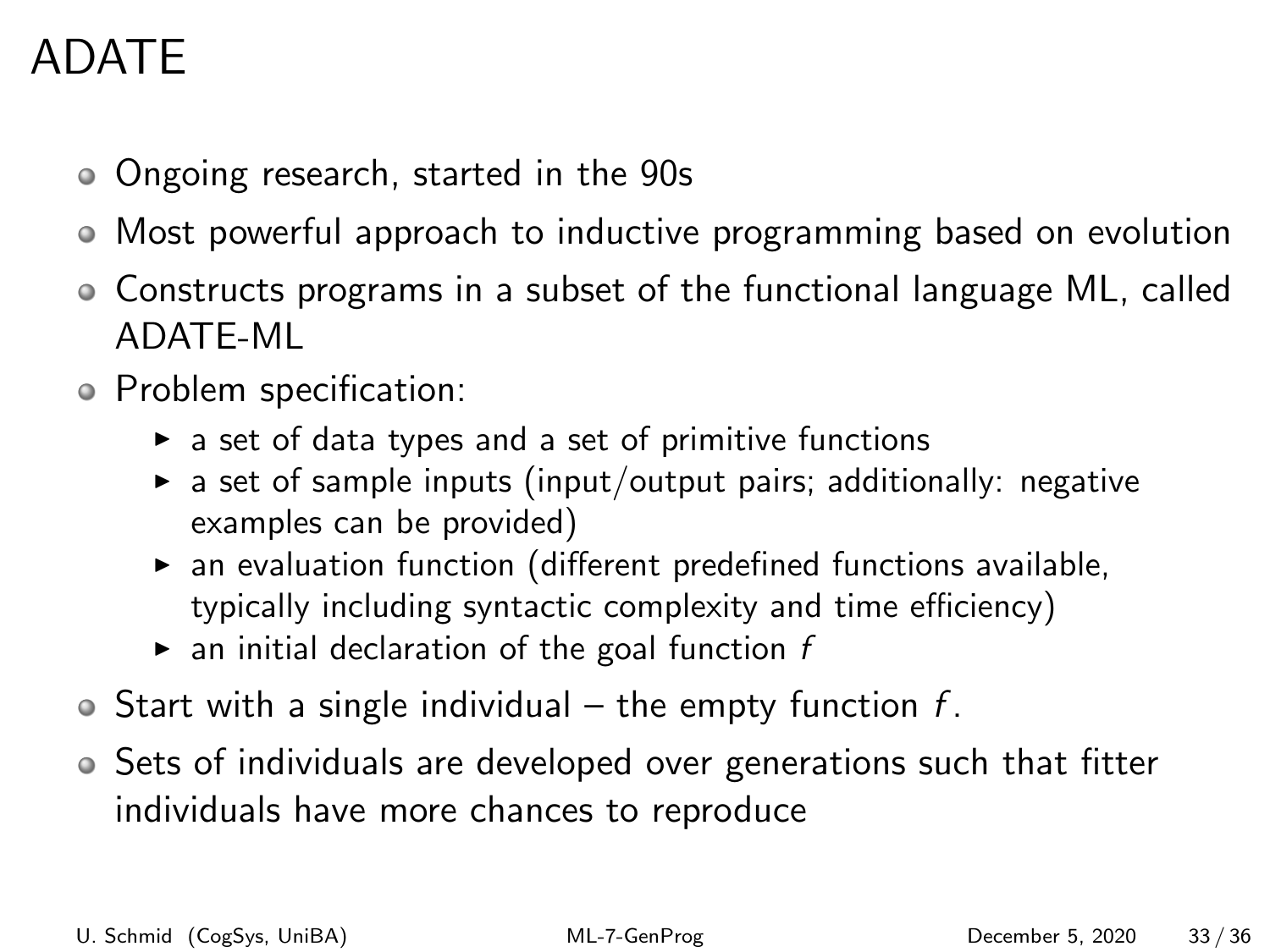# ADATE

- Ongoing research, started in the 90s
- Most powerful approach to inductive programming based on evolution
- Constructs programs in a subset of the functional language ML, called ADATE-ML
- Problem specification:
  - a set of data types and a set of primitive functions
  - a set of sample inputs (input/output pairs; additionally: negative examples can be provided)
  - an evaluation function (different predefined functions available, typically including syntactic complexity and time efficiency)
  - an initial declaration of the goal function $f$
- Start with a single individual – the empty function $f$.
- Sets of individuals are developed over generations such that fitter individuals have more chances to reproduce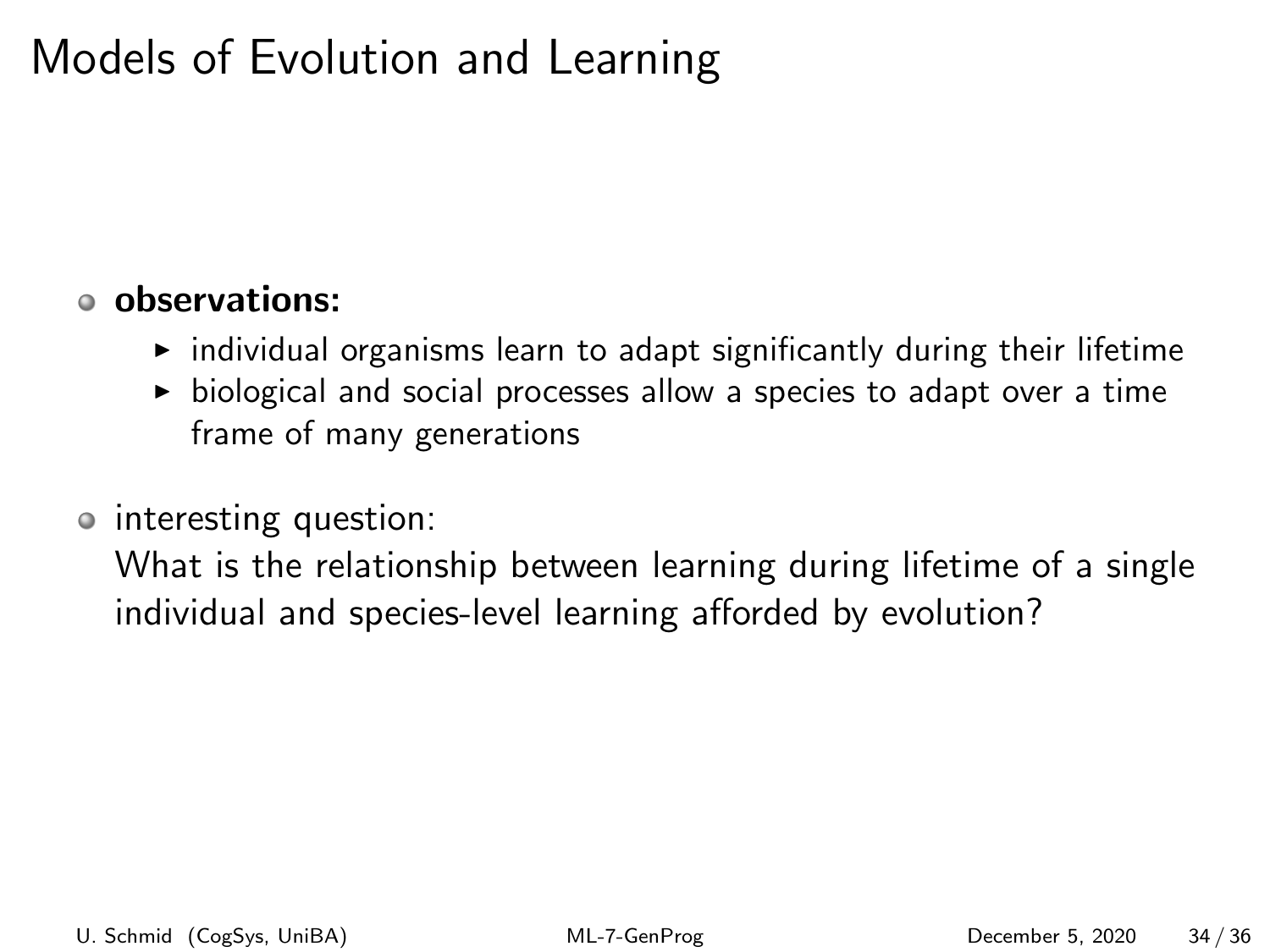# Models of Evolution and Learning

- **observations:**
  - individual organisms learn to adapt significantly during their lifetime
  - biological and social processes allow a species to adapt over a time frame of many generations
- interesting question:
  What is the relationship between learning during lifetime of a single individual and species-level learning afforded by evolution?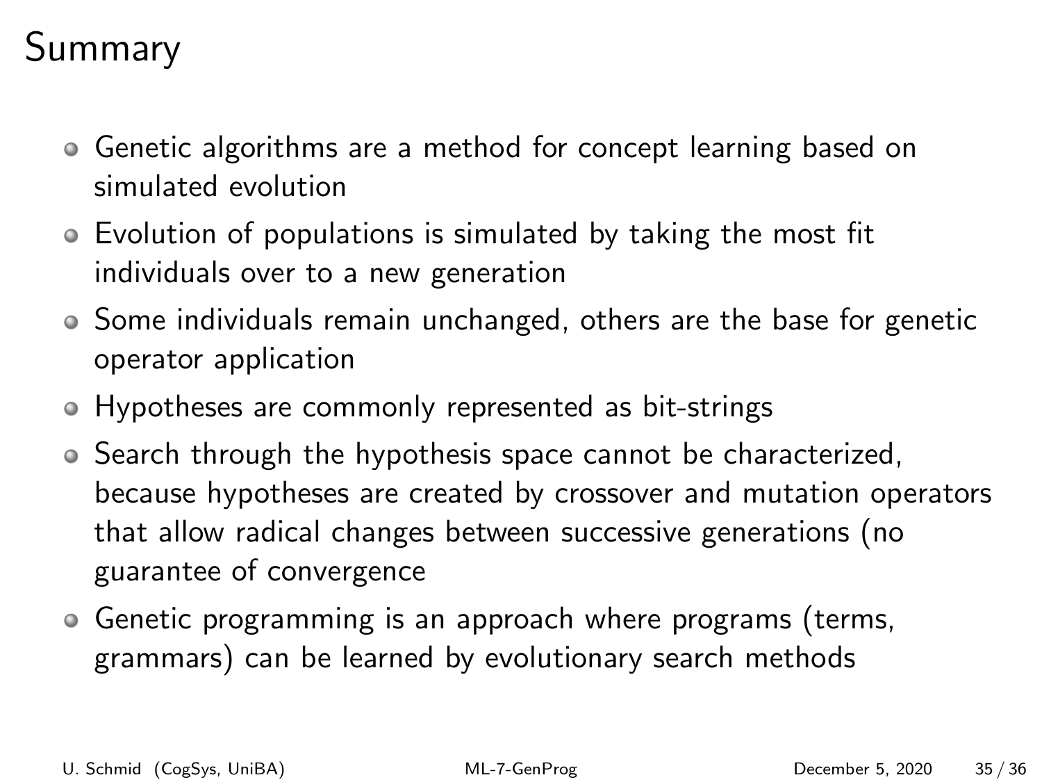# Summary

- Genetic algorithms are a method for concept learning based on simulated evolution
- Evolution of populations is simulated by taking the most fit individuals over to a new generation
- Some individuals remain unchanged, others are the base for genetic operator application
- Hypotheses are commonly represented as bit-strings
- Search through the hypothesis space cannot be characterized, because hypotheses are created by crossover and mutation operators that allow radical changes between successive generations (no guarantee of convergence
- Genetic programming is an approach where programs (terms, grammars) can be learned by evolutionary search methods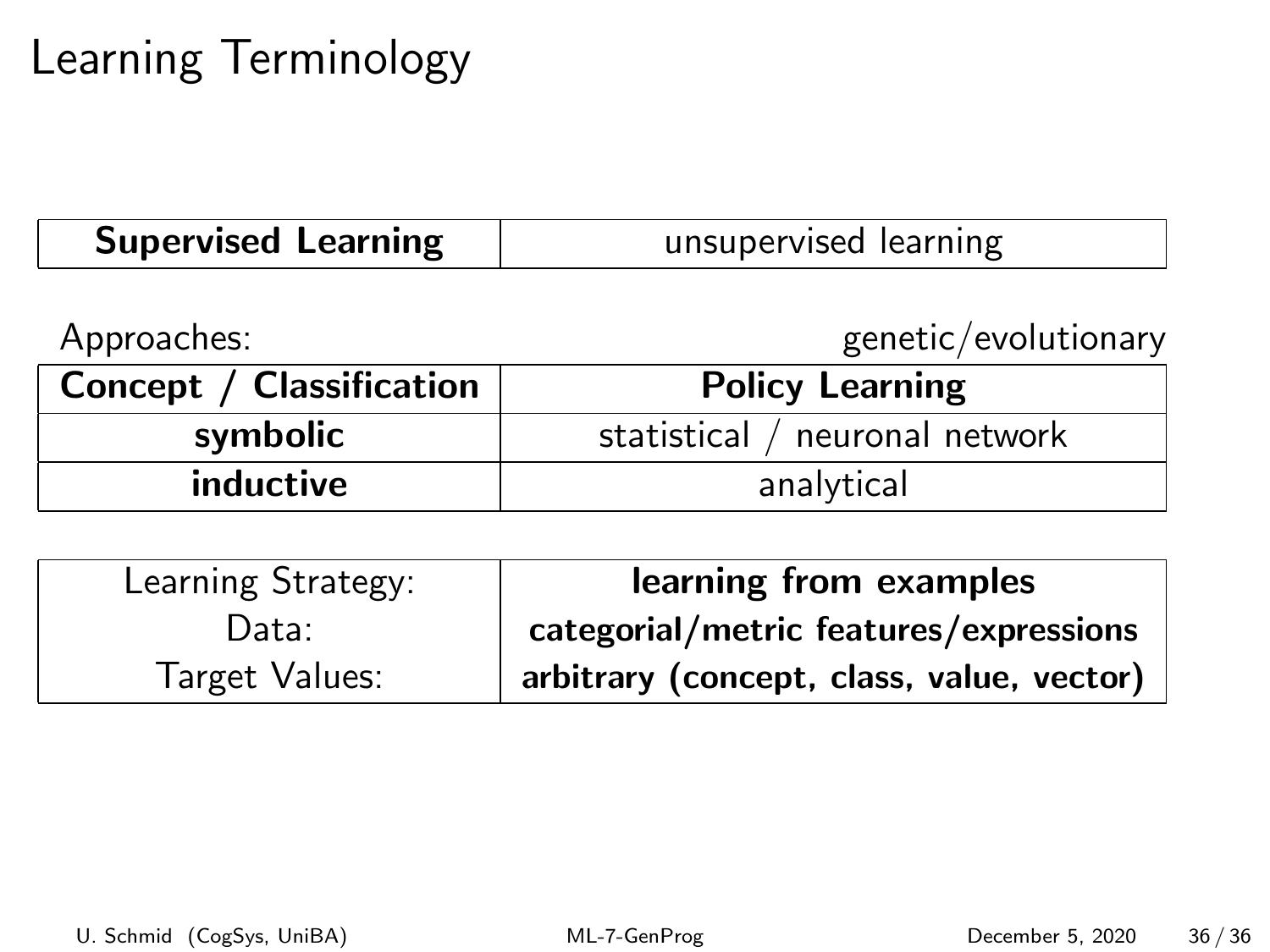# Learning Terminology

| | |
|---|---|
| **Supervised Learning** | unsupervised learning |

Approaches: genetic/evolutionary

| | |
|---|---|
| **Concept / Classification** | **Policy Learning** |
| **symbolic** | statistical / neuronal network |
| **inductive** | analytical |

| | |
|---|---|
| Learning Strategy: | **learning from examples** |
| Data: | **categorial/metric features/expressions** |
| Target Values: | **arbitrary (concept, class, value, vector)** |